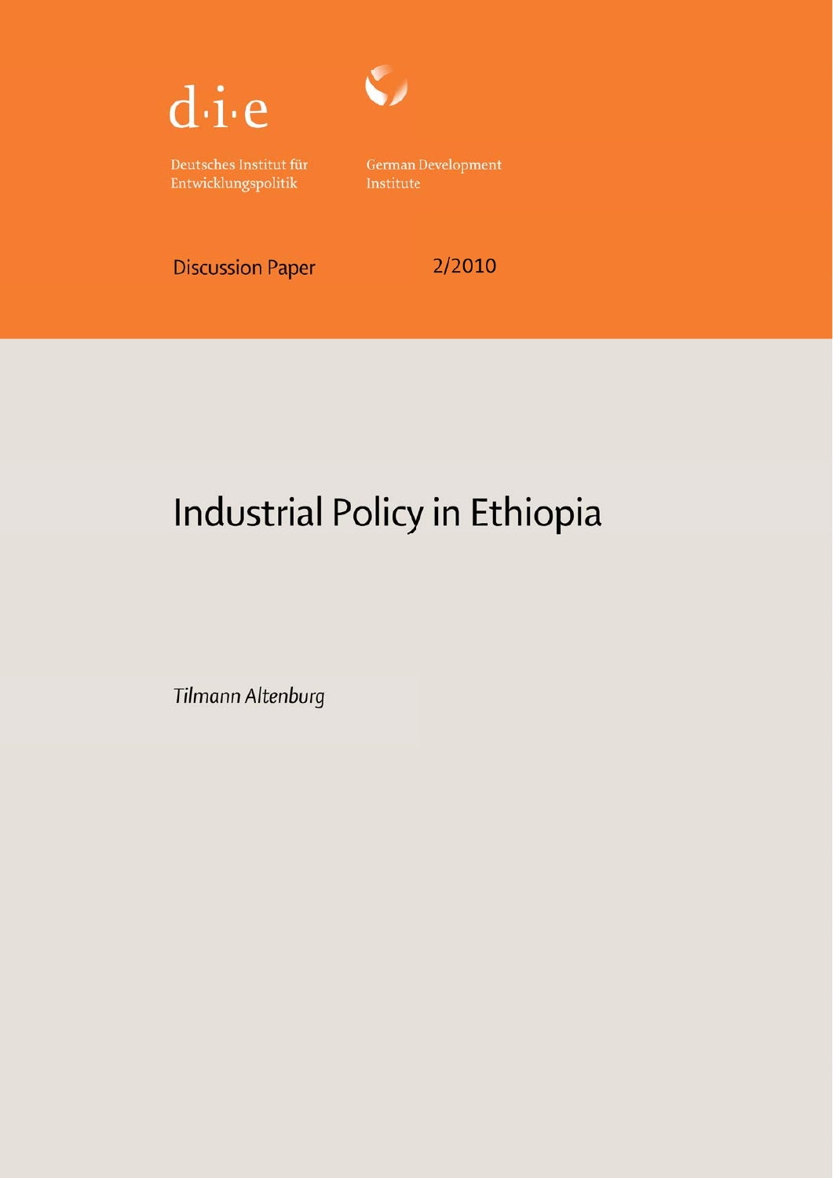d·i·e

Deutsches Institut für Entwicklungspolitik

German Development Institute

Discussion Paper 2/2010

# Industrial Policy in Ethiopia

*Tilmann Altenburg*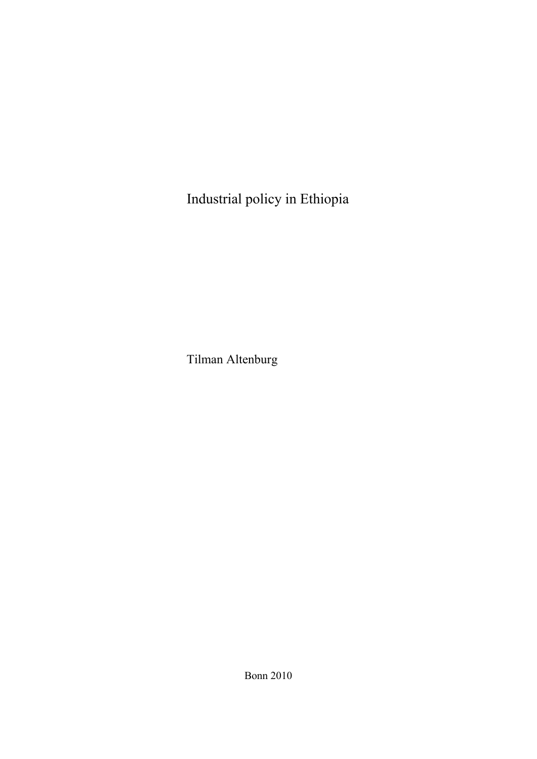# Industrial policy in Ethiopia

Tilman Altenburg

Bonn 2010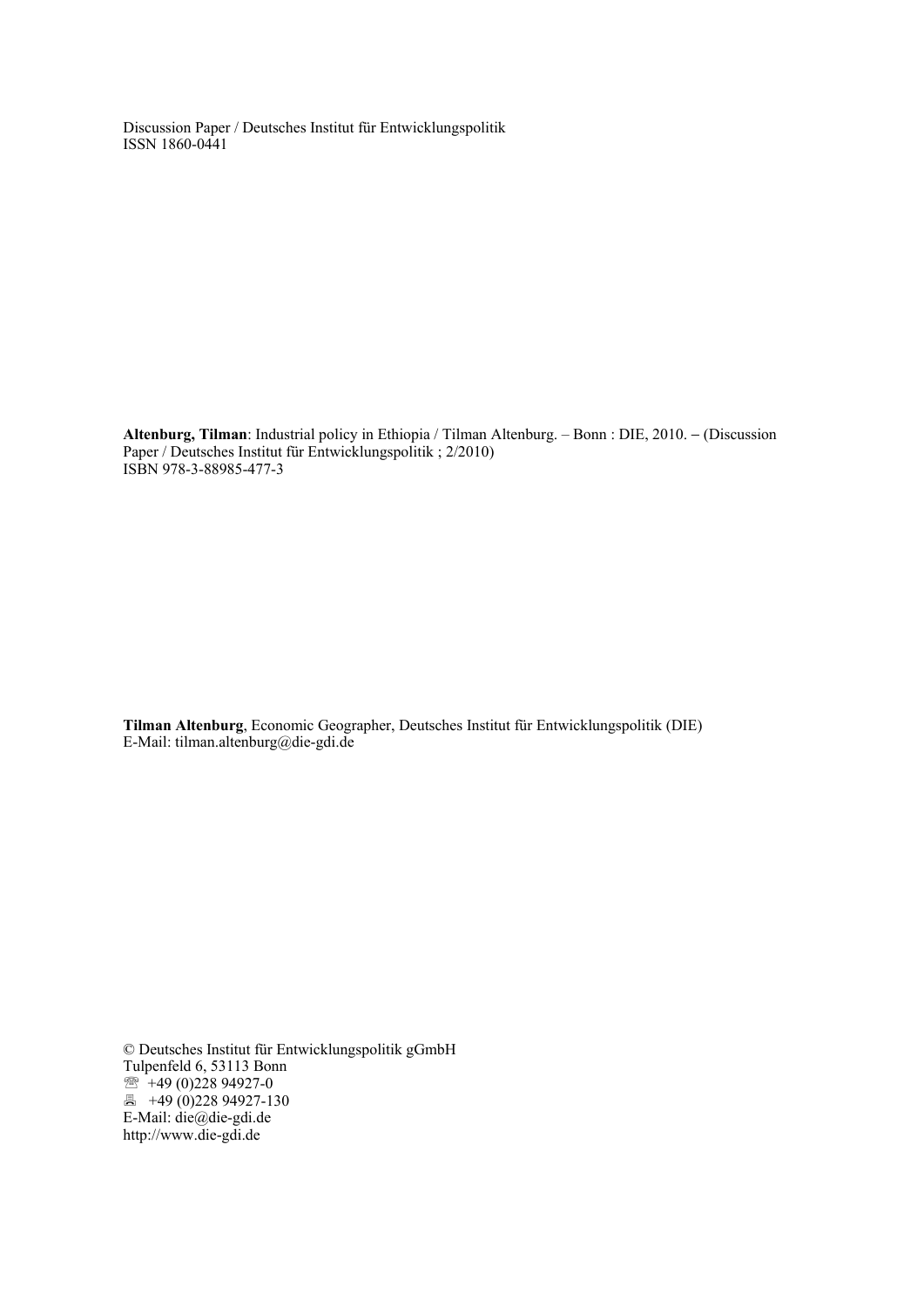Discussion Paper / Deutsches Institut für Entwicklungspolitik
ISSN 1860-0441

**Altenburg, Tilman**: Industrial policy in Ethiopia / Tilman Altenburg. – Bonn : DIE, 2010. – (Discussion Paper / Deutsches Institut für Entwicklungspolitik ; 2/2010)
ISBN 978-3-88985-477-3

**Tilman Altenburg**, Economic Geographer, Deutsches Institut für Entwicklungspolitik (DIE)
E-Mail: tilman.altenburg@die-gdi.de

© Deutsches Institut für Entwicklungspolitik gGmbH
Tulpenfeld 6, 53113 Bonn
☏ +49 (0)228 94927-0
🖷 +49 (0)228 94927-130
E-Mail: die@die-gdi.de
http://www.die-gdi.de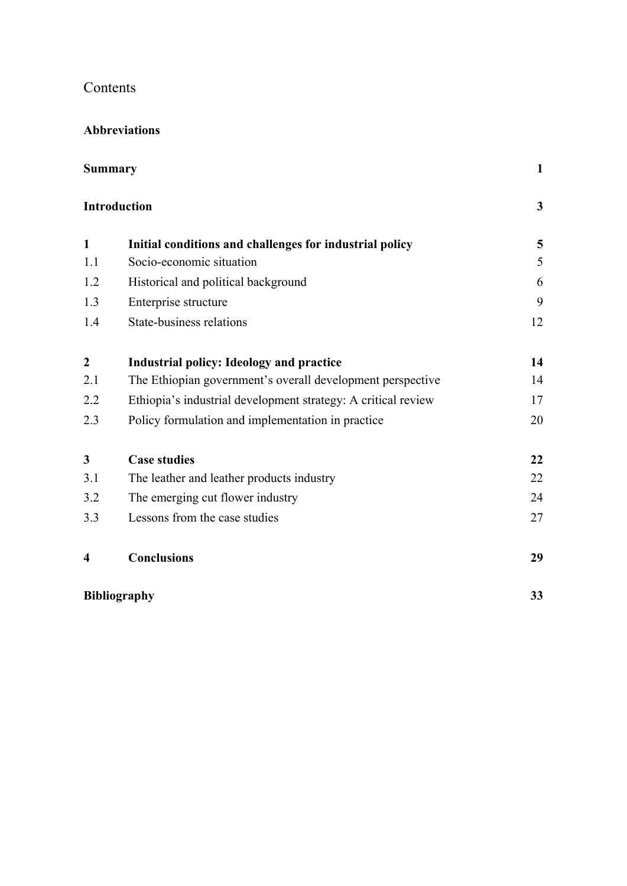# Contents

**Abbreviations**

| | | |
|---|---|---|
| **Summary** | | **1** |
| **Introduction** | | **3** |
| **1** | **Initial conditions and challenges for industrial policy** | **5** |
| 1.1 | Socio-economic situation | 5 |
| 1.2 | Historical and political background | 6 |
| 1.3 | Enterprise structure | 9 |
| 1.4 | State-business relations | 12 |
| **2** | **Industrial policy: Ideology and practice** | **14** |
| 2.1 | The Ethiopian government's overall development perspective | 14 |
| 2.2 | Ethiopia's industrial development strategy: A critical review | 17 |
| 2.3 | Policy formulation and implementation in practice | 20 |
| **3** | **Case studies** | **22** |
| 3.1 | The leather and leather products industry | 22 |
| 3.2 | The emerging cut flower industry | 24 |
| 3.3 | Lessons from the case studies | 27 |
| **4** | **Conclusions** | **29** |
| **Bibliography** | | **33** |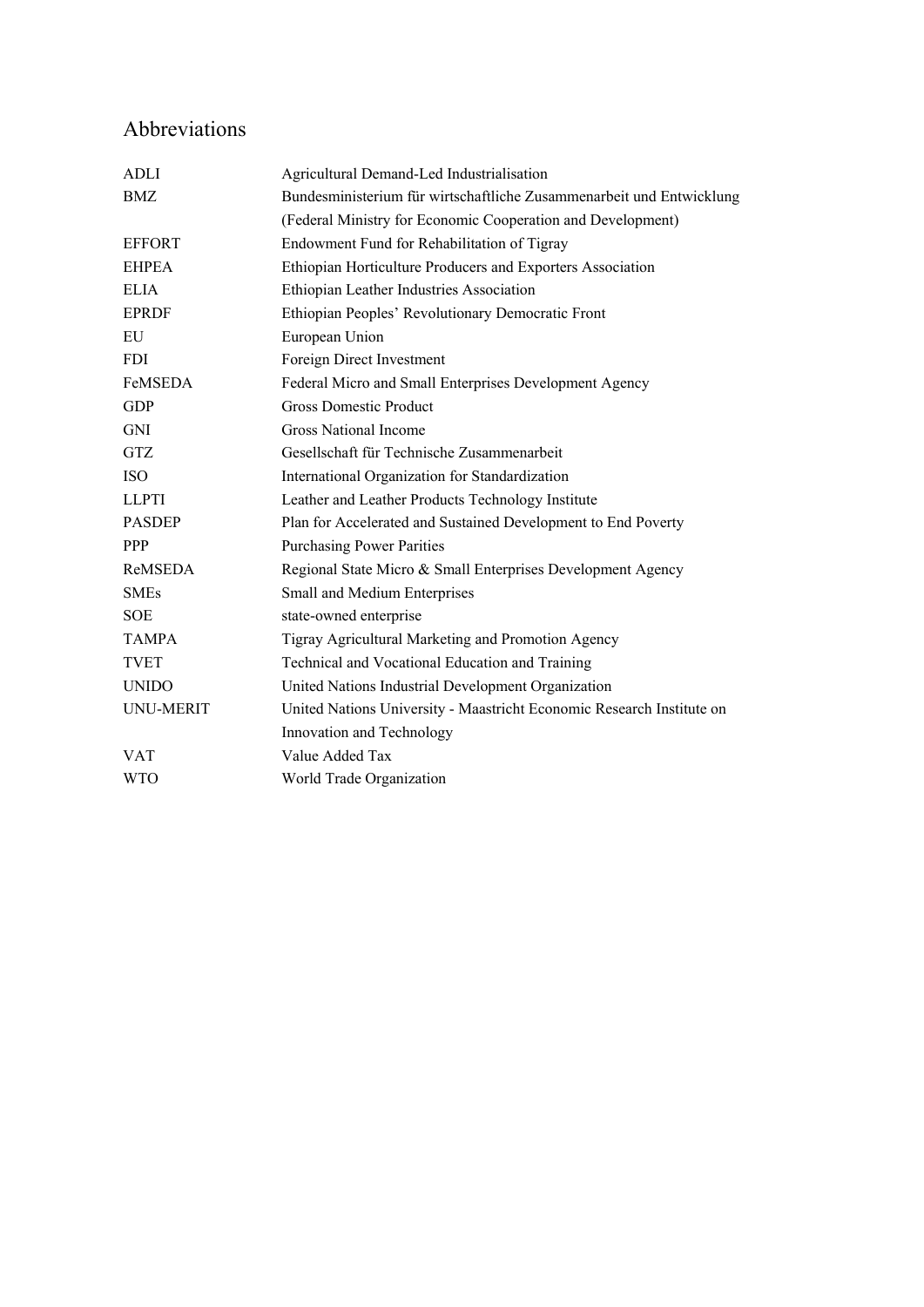# Abbreviations

| | |
|---|---|
| ADLI | Agricultural Demand-Led Industrialisation |
| BMZ | Bundesministerium für wirtschaftliche Zusammenarbeit und Entwicklung (Federal Ministry for Economic Cooperation and Development) |
| EFFORT | Endowment Fund for Rehabilitation of Tigray |
| EHPEA | Ethiopian Horticulture Producers and Exporters Association |
| ELIA | Ethiopian Leather Industries Association |
| EPRDF | Ethiopian Peoples' Revolutionary Democratic Front |
| EU | European Union |
| FDI | Foreign Direct Investment |
| FeMSEDA | Federal Micro and Small Enterprises Development Agency |
| GDP | Gross Domestic Product |
| GNI | Gross National Income |
| GTZ | Gesellschaft für Technische Zusammenarbeit |
| ISO | International Organization for Standardization |
| LLPTI | Leather and Leather Products Technology Institute |
| PASDEP | Plan for Accelerated and Sustained Development to End Poverty |
| PPP | Purchasing Power Parities |
| ReMSEDA | Regional State Micro & Small Enterprises Development Agency |
| SMEs | Small and Medium Enterprises |
| SOE | state-owned enterprise |
| TAMPA | Tigray Agricultural Marketing and Promotion Agency |
| TVET | Technical and Vocational Education and Training |
| UNIDO | United Nations Industrial Development Organization |
| UNU-MERIT | United Nations University - Maastricht Economic Research Institute on Innovation and Technology |
| VAT | Value Added Tax |
| WTO | World Trade Organization |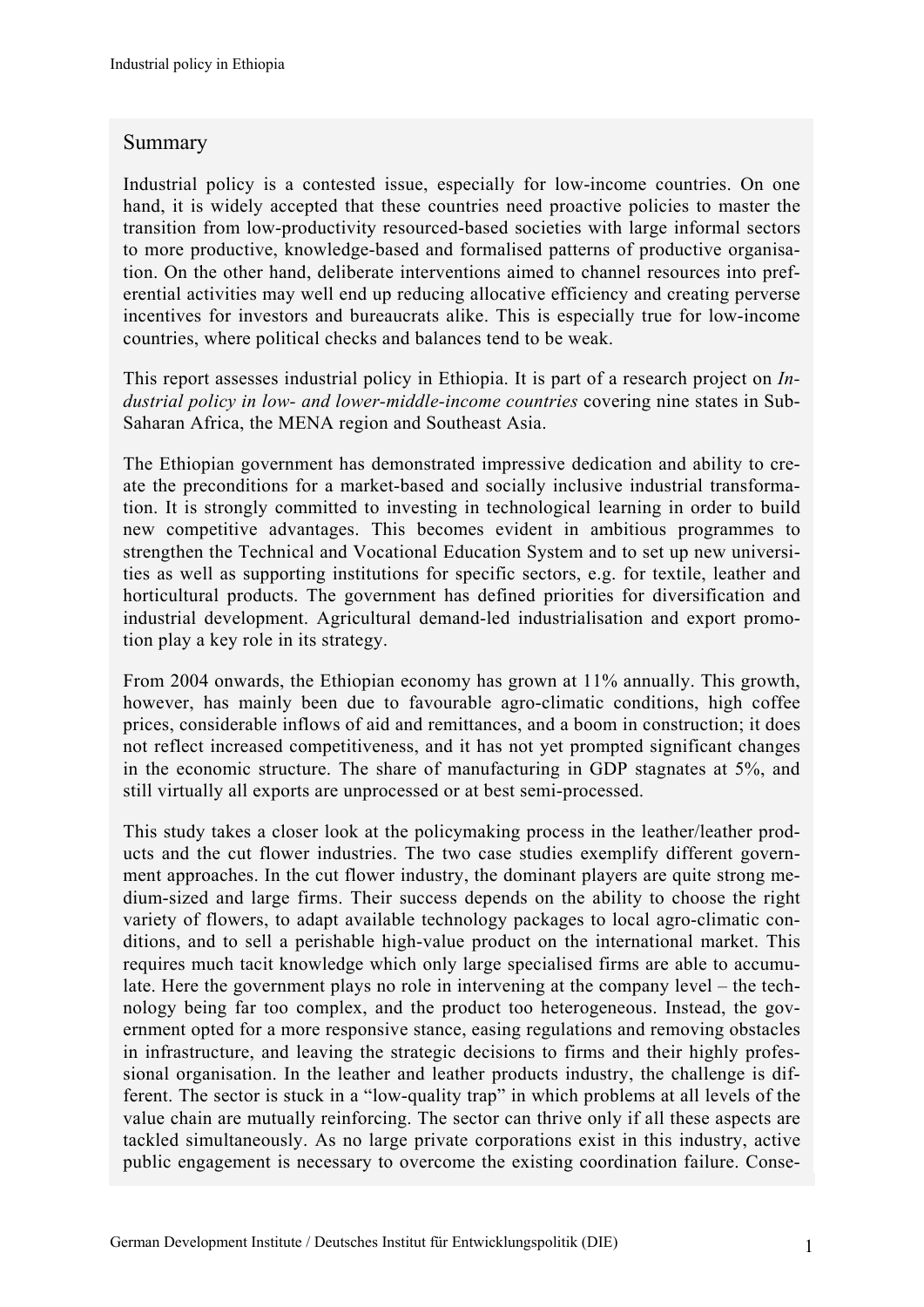## Summary

Industrial policy is a contested issue, especially for low-income countries. On one hand, it is widely accepted that these countries need proactive policies to master the transition from low-productivity resourced-based societies with large informal sectors to more productive, knowledge-based and formalised patterns of productive organisation. On the other hand, deliberate interventions aimed to channel resources into preferential activities may well end up reducing allocative efficiency and creating perverse incentives for investors and bureaucrats alike. This is especially true for low-income countries, where political checks and balances tend to be weak.

This report assesses industrial policy in Ethiopia. It is part of a research project on *Industrial policy in low- and lower-middle-income countries* covering nine states in Sub-Saharan Africa, the MENA region and Southeast Asia.

The Ethiopian government has demonstrated impressive dedication and ability to create the preconditions for a market-based and socially inclusive industrial transformation. It is strongly committed to investing in technological learning in order to build new competitive advantages. This becomes evident in ambitious programmes to strengthen the Technical and Vocational Education System and to set up new universities as well as supporting institutions for specific sectors, e.g. for textile, leather and horticultural products. The government has defined priorities for diversification and industrial development. Agricultural demand-led industrialisation and export promotion play a key role in its strategy.

From 2004 onwards, the Ethiopian economy has grown at 11% annually. This growth, however, has mainly been due to favourable agro-climatic conditions, high coffee prices, considerable inflows of aid and remittances, and a boom in construction; it does not reflect increased competitiveness, and it has not yet prompted significant changes in the economic structure. The share of manufacturing in GDP stagnates at 5%, and still virtually all exports are unprocessed or at best semi-processed.

This study takes a closer look at the policymaking process in the leather/leather products and the cut flower industries. The two case studies exemplify different government approaches. In the cut flower industry, the dominant players are quite strong medium-sized and large firms. Their success depends on the ability to choose the right variety of flowers, to adapt available technology packages to local agro-climatic conditions, and to sell a perishable high-value product on the international market. This requires much tacit knowledge which only large specialised firms are able to accumulate. Here the government plays no role in intervening at the company level – the technology being far too complex, and the product too heterogeneous. Instead, the government opted for a more responsive stance, easing regulations and removing obstacles in infrastructure, and leaving the strategic decisions to firms and their highly professional organisation. In the leather and leather products industry, the challenge is different. The sector is stuck in a "low-quality trap" in which problems at all levels of the value chain are mutually reinforcing. The sector can thrive only if all these aspects are tackled simultaneously. As no large private corporations exist in this industry, active public engagement is necessary to overcome the existing coordination failure. Conse-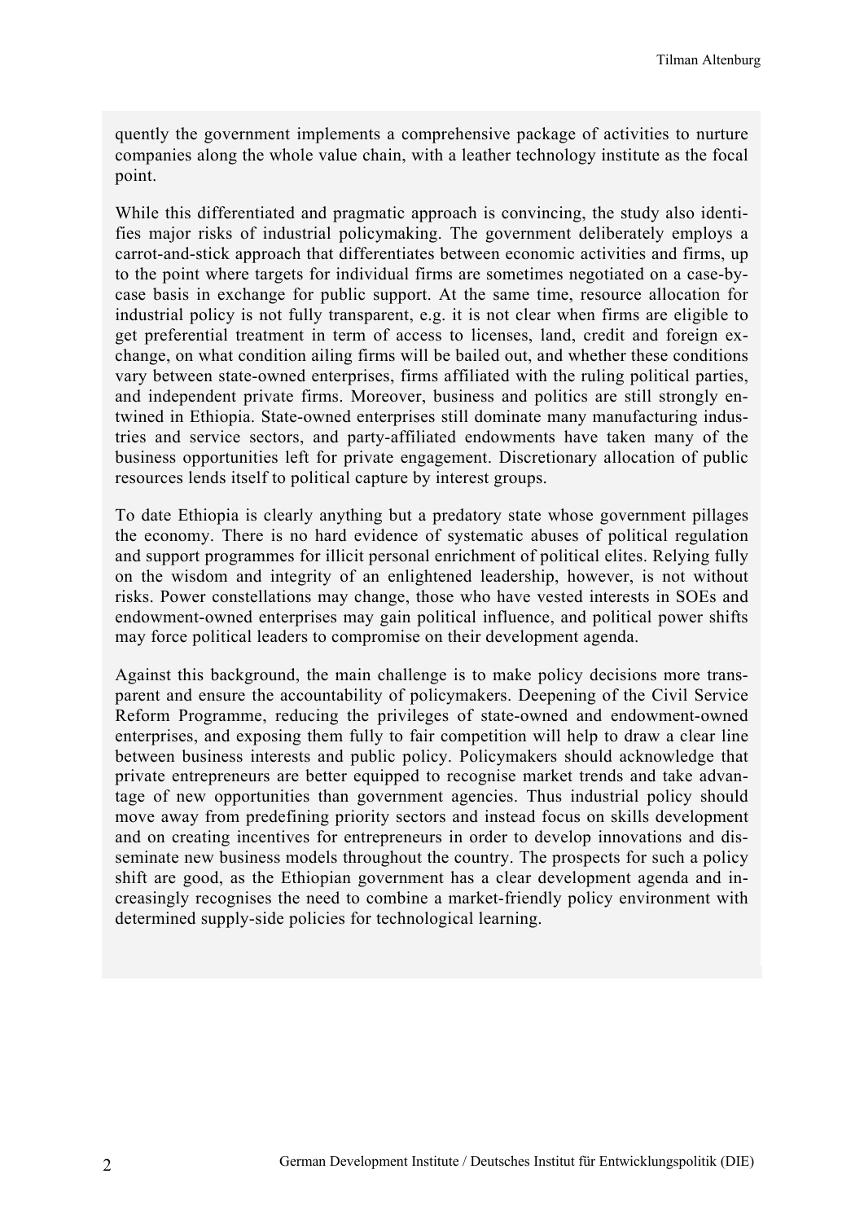quently the government implements a comprehensive package of activities to nurture companies along the whole value chain, with a leather technology institute as the focal point.

While this differentiated and pragmatic approach is convincing, the study also identifies major risks of industrial policymaking. The government deliberately employs a carrot-and-stick approach that differentiates between economic activities and firms, up to the point where targets for individual firms are sometimes negotiated on a case-by-case basis in exchange for public support. At the same time, resource allocation for industrial policy is not fully transparent, e.g. it is not clear when firms are eligible to get preferential treatment in term of access to licenses, land, credit and foreign exchange, on what condition ailing firms will be bailed out, and whether these conditions vary between state-owned enterprises, firms affiliated with the ruling political parties, and independent private firms. Moreover, business and politics are still strongly entwined in Ethiopia. State-owned enterprises still dominate many manufacturing industries and service sectors, and party-affiliated endowments have taken many of the business opportunities left for private engagement. Discretionary allocation of public resources lends itself to political capture by interest groups.

To date Ethiopia is clearly anything but a predatory state whose government pillages the economy. There is no hard evidence of systematic abuses of political regulation and support programmes for illicit personal enrichment of political elites. Relying fully on the wisdom and integrity of an enlightened leadership, however, is not without risks. Power constellations may change, those who have vested interests in SOEs and endowment-owned enterprises may gain political influence, and political power shifts may force political leaders to compromise on their development agenda.

Against this background, the main challenge is to make policy decisions more transparent and ensure the accountability of policymakers. Deepening of the Civil Service Reform Programme, reducing the privileges of state-owned and endowment-owned enterprises, and exposing them fully to fair competition will help to draw a clear line between business interests and public policy. Policymakers should acknowledge that private entrepreneurs are better equipped to recognise market trends and take advantage of new opportunities than government agencies. Thus industrial policy should move away from predefining priority sectors and instead focus on skills development and on creating incentives for entrepreneurs in order to develop innovations and disseminate new business models throughout the country. The prospects for such a policy shift are good, as the Ethiopian government has a clear development agenda and increasingly recognises the need to combine a market-friendly policy environment with determined supply-side policies for technological learning.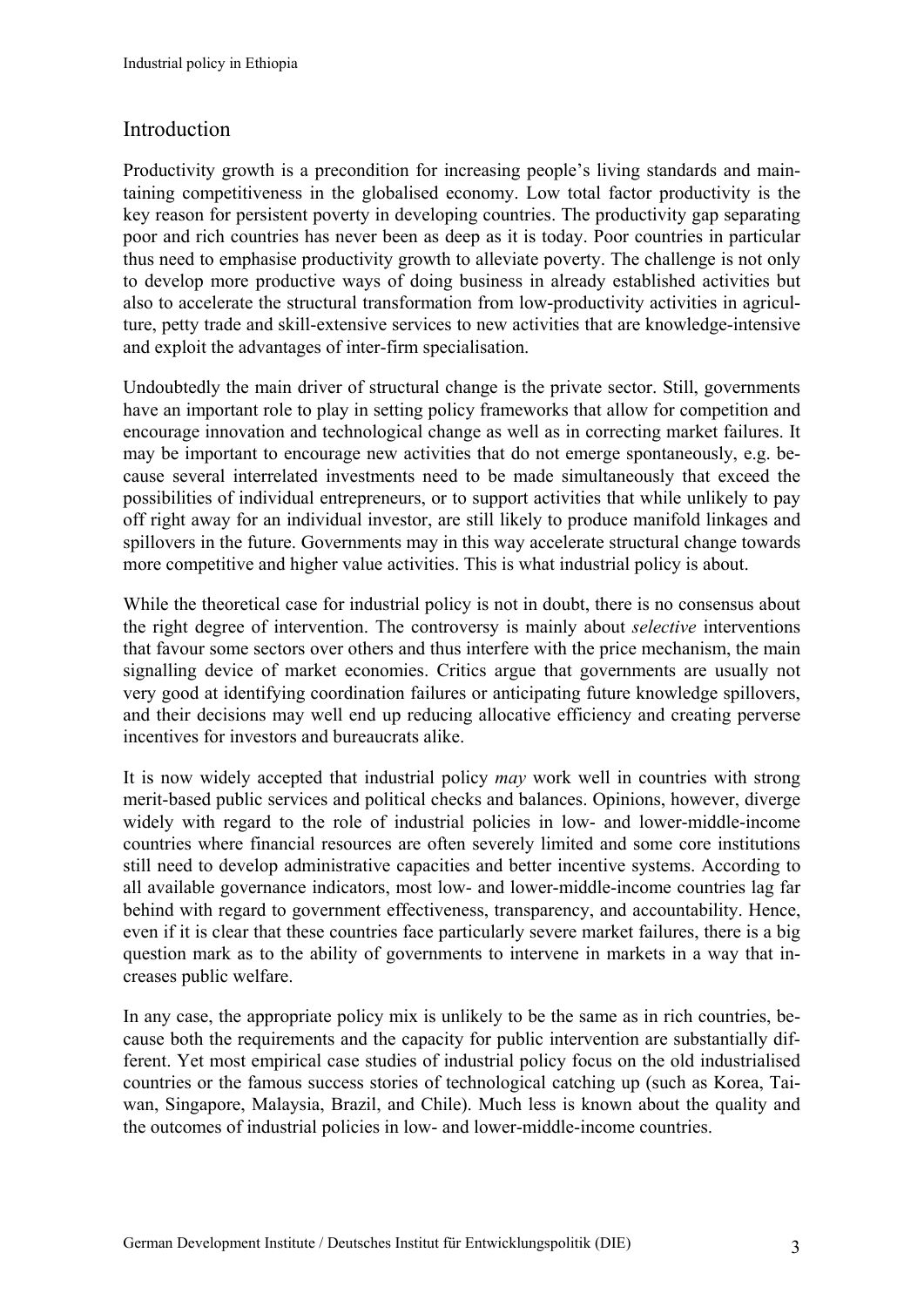## Introduction

Productivity growth is a precondition for increasing people's living standards and maintaining competitiveness in the globalised economy. Low total factor productivity is the key reason for persistent poverty in developing countries. The productivity gap separating poor and rich countries has never been as deep as it is today. Poor countries in particular thus need to emphasise productivity growth to alleviate poverty. The challenge is not only to develop more productive ways of doing business in already established activities but also to accelerate the structural transformation from low-productivity activities in agriculture, petty trade and skill-extensive services to new activities that are knowledge-intensive and exploit the advantages of inter-firm specialisation.

Undoubtedly the main driver of structural change is the private sector. Still, governments have an important role to play in setting policy frameworks that allow for competition and encourage innovation and technological change as well as in correcting market failures. It may be important to encourage new activities that do not emerge spontaneously, e.g. because several interrelated investments need to be made simultaneously that exceed the possibilities of individual entrepreneurs, or to support activities that while unlikely to pay off right away for an individual investor, are still likely to produce manifold linkages and spillovers in the future. Governments may in this way accelerate structural change towards more competitive and higher value activities. This is what industrial policy is about.

While the theoretical case for industrial policy is not in doubt, there is no consensus about the right degree of intervention. The controversy is mainly about *selective* interventions that favour some sectors over others and thus interfere with the price mechanism, the main signalling device of market economies. Critics argue that governments are usually not very good at identifying coordination failures or anticipating future knowledge spillovers, and their decisions may well end up reducing allocative efficiency and creating perverse incentives for investors and bureaucrats alike.

It is now widely accepted that industrial policy *may* work well in countries with strong merit-based public services and political checks and balances. Opinions, however, diverge widely with regard to the role of industrial policies in low- and lower-middle-income countries where financial resources are often severely limited and some core institutions still need to develop administrative capacities and better incentive systems. According to all available governance indicators, most low- and lower-middle-income countries lag far behind with regard to government effectiveness, transparency, and accountability. Hence, even if it is clear that these countries face particularly severe market failures, there is a big question mark as to the ability of governments to intervene in markets in a way that increases public welfare.

In any case, the appropriate policy mix is unlikely to be the same as in rich countries, because both the requirements and the capacity for public intervention are substantially different. Yet most empirical case studies of industrial policy focus on the old industrialised countries or the famous success stories of technological catching up (such as Korea, Taiwan, Singapore, Malaysia, Brazil, and Chile). Much less is known about the quality and the outcomes of industrial policies in low- and lower-middle-income countries.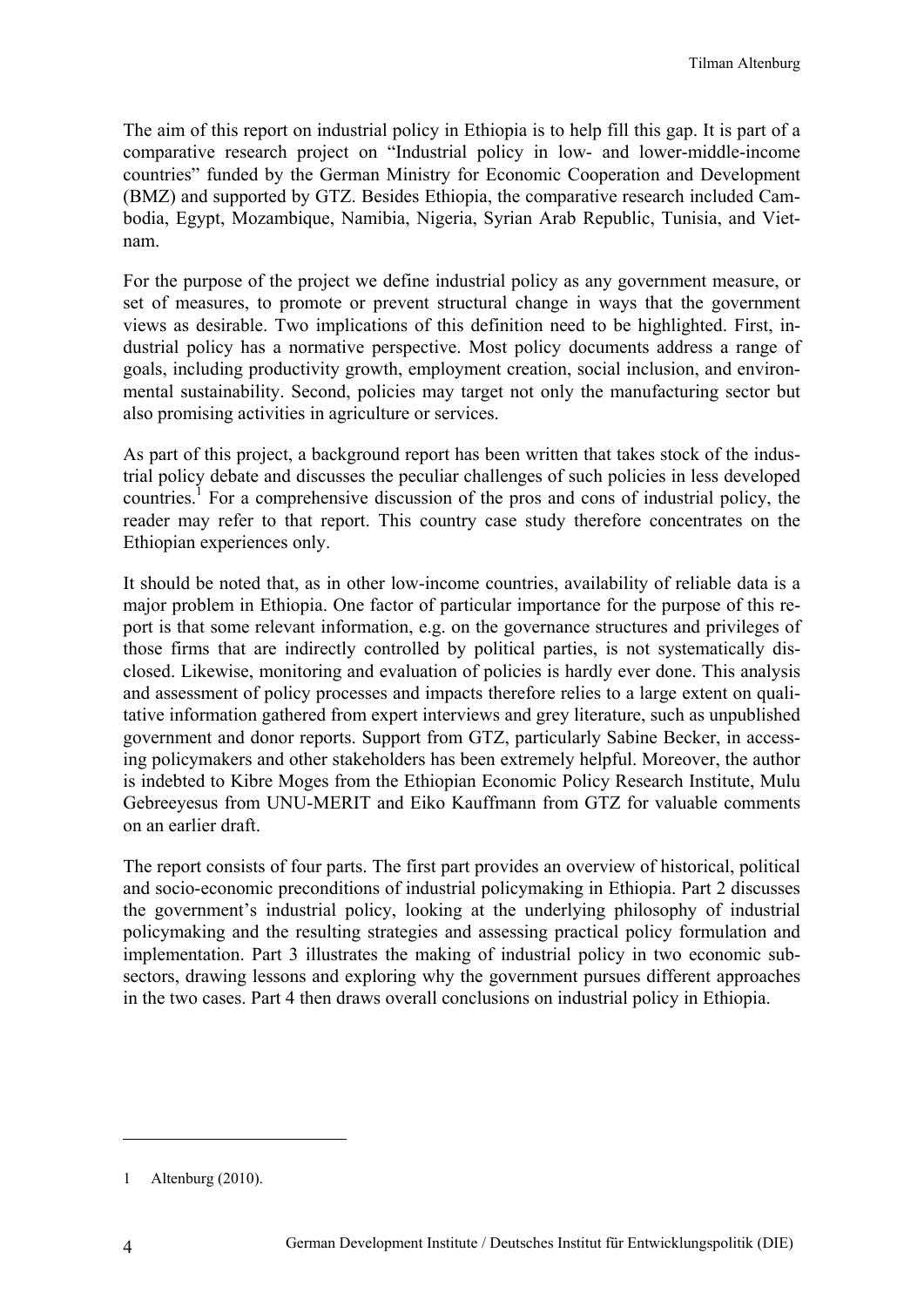The aim of this report on industrial policy in Ethiopia is to help fill this gap. It is part of a comparative research project on "Industrial policy in low- and lower-middle-income countries" funded by the German Ministry for Economic Cooperation and Development (BMZ) and supported by GTZ. Besides Ethiopia, the comparative research included Cambodia, Egypt, Mozambique, Namibia, Nigeria, Syrian Arab Republic, Tunisia, and Vietnam.

For the purpose of the project we define industrial policy as any government measure, or set of measures, to promote or prevent structural change in ways that the government views as desirable. Two implications of this definition need to be highlighted. First, industrial policy has a normative perspective. Most policy documents address a range of goals, including productivity growth, employment creation, social inclusion, and environmental sustainability. Second, policies may target not only the manufacturing sector but also promising activities in agriculture or services.

As part of this project, a background report has been written that takes stock of the industrial policy debate and discusses the peculiar challenges of such policies in less developed countries.[1] For a comprehensive discussion of the pros and cons of industrial policy, the reader may refer to that report. This country case study therefore concentrates on the Ethiopian experiences only.

It should be noted that, as in other low-income countries, availability of reliable data is a major problem in Ethiopia. One factor of particular importance for the purpose of this report is that some relevant information, e.g. on the governance structures and privileges of those firms that are indirectly controlled by political parties, is not systematically disclosed. Likewise, monitoring and evaluation of policies is hardly ever done. This analysis and assessment of policy processes and impacts therefore relies to a large extent on qualitative information gathered from expert interviews and grey literature, such as unpublished government and donor reports. Support from GTZ, particularly Sabine Becker, in accessing policymakers and other stakeholders has been extremely helpful. Moreover, the author is indebted to Kibre Moges from the Ethiopian Economic Policy Research Institute, Mulu Gebreeyesus from UNU-MERIT and Eiko Kauffmann from GTZ for valuable comments on an earlier draft.

The report consists of four parts. The first part provides an overview of historical, political and socio-economic preconditions of industrial policymaking in Ethiopia. Part 2 discusses the government's industrial policy, looking at the underlying philosophy of industrial policymaking and the resulting strategies and assessing practical policy formulation and implementation. Part 3 illustrates the making of industrial policy in two economic subsectors, drawing lessons and exploring why the government pursues different approaches in the two cases. Part 4 then draws overall conclusions on industrial policy in Ethiopia.

---

1 Altenburg (2010).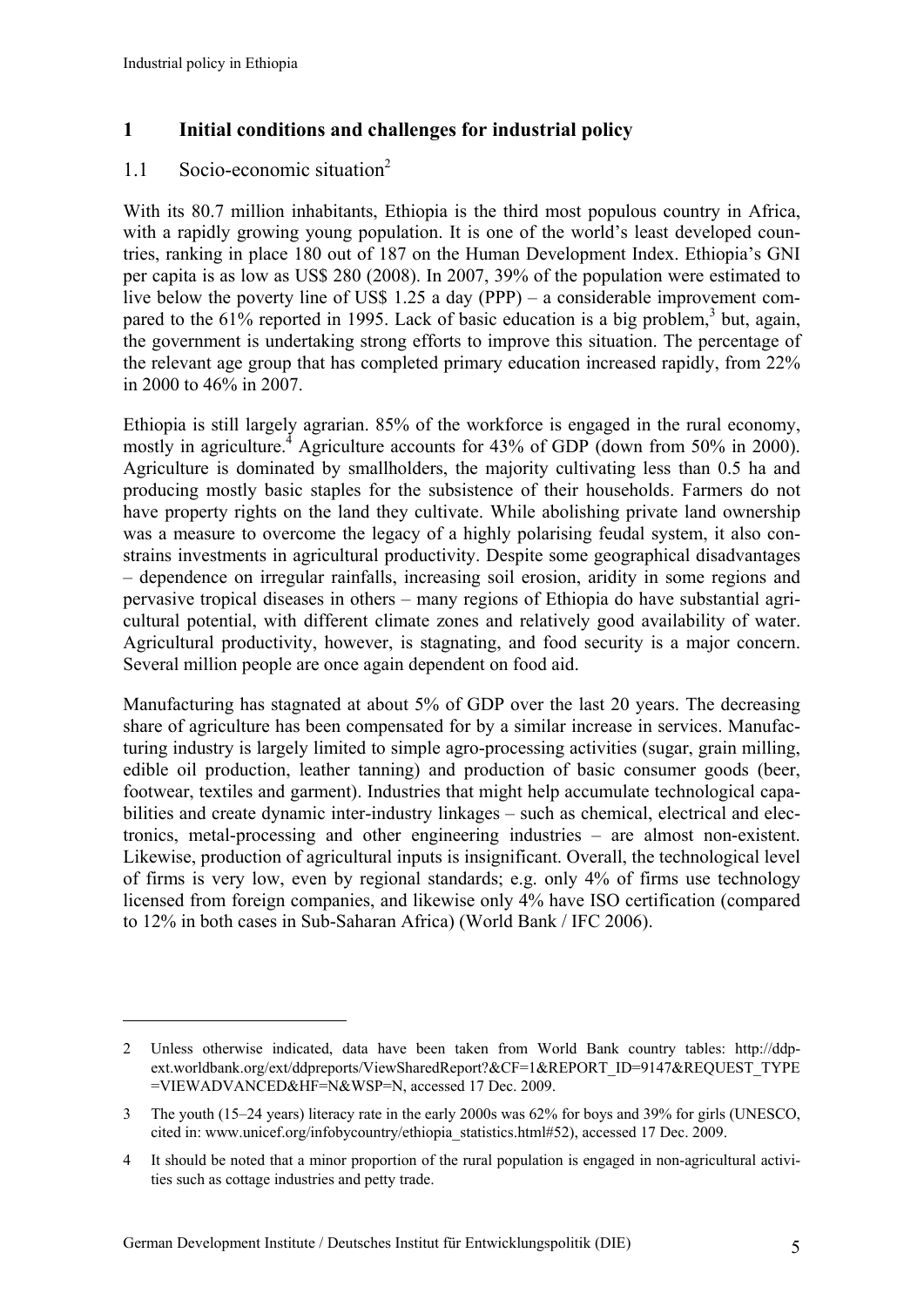# 1 Initial conditions and challenges for industrial policy

## 1.1 Socio-economic situation[2]

With its 80.7 million inhabitants, Ethiopia is the third most populous country in Africa, with a rapidly growing young population. It is one of the world's least developed countries, ranking in place 180 out of 187 on the Human Development Index. Ethiopia's GNI per capita is as low as US$ 280 (2008). In 2007, 39% of the population were estimated to live below the poverty line of US$ 1.25 a day (PPP) – a considerable improvement compared to the 61% reported in 1995. Lack of basic education is a big problem,[3] but, again, the government is undertaking strong efforts to improve this situation. The percentage of the relevant age group that has completed primary education increased rapidly, from 22% in 2000 to 46% in 2007.

Ethiopia is still largely agrarian. 85% of the workforce is engaged in the rural economy, mostly in agriculture.[4] Agriculture accounts for 43% of GDP (down from 50% in 2000). Agriculture is dominated by smallholders, the majority cultivating less than 0.5 ha and producing mostly basic staples for the subsistence of their households. Farmers do not have property rights on the land they cultivate. While abolishing private land ownership was a measure to overcome the legacy of a highly polarising feudal system, it also constrains investments in agricultural productivity. Despite some geographical disadvantages – dependence on irregular rainfalls, increasing soil erosion, aridity in some regions and pervasive tropical diseases in others – many regions of Ethiopia do have substantial agricultural potential, with different climate zones and relatively good availability of water. Agricultural productivity, however, is stagnating, and food security is a major concern. Several million people are once again dependent on food aid.

Manufacturing has stagnated at about 5% of GDP over the last 20 years. The decreasing share of agriculture has been compensated for by a similar increase in services. Manufacturing industry is largely limited to simple agro-processing activities (sugar, grain milling, edible oil production, leather tanning) and production of basic consumer goods (beer, footwear, textiles and garment). Industries that might help accumulate technological capabilities and create dynamic inter-industry linkages – such as chemical, electrical and electronics, metal-processing and other engineering industries – are almost non-existent. Likewise, production of agricultural inputs is insignificant. Overall, the technological level of firms is very low, even by regional standards; e.g. only 4% of firms use technology licensed from foreign companies, and likewise only 4% have ISO certification (compared to 12% in both cases in Sub-Saharan Africa) (World Bank / IFC 2006).

---

2 Unless otherwise indicated, data have been taken from World Bank country tables: http://ddp-ext.worldbank.org/ext/ddpreports/ViewSharedReport?&CF=1&REPORT_ID=9147&REQUEST_TYPE=VIEWADVANCED&HF=N&WSP=N, accessed 17 Dec. 2009.

3 The youth (15–24 years) literacy rate in the early 2000s was 62% for boys and 39% for girls (UNESCO, cited in: www.unicef.org/infobycountry/ethiopia_statistics.html#52), accessed 17 Dec. 2009.

4 It should be noted that a minor proportion of the rural population is engaged in non-agricultural activities such as cottage industries and petty trade.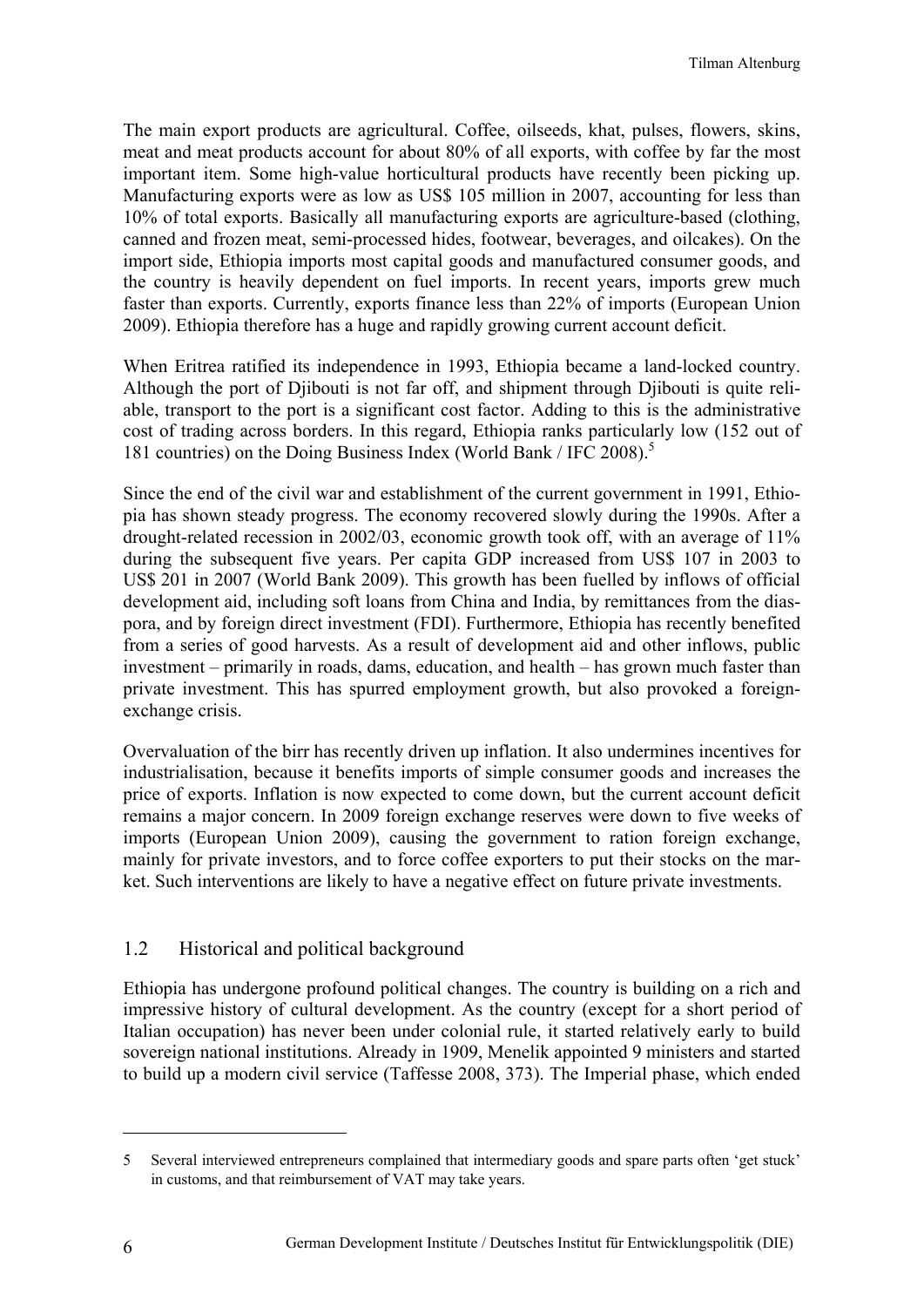The main export products are agricultural. Coffee, oilseeds, khat, pulses, flowers, skins, meat and meat products account for about 80% of all exports, with coffee by far the most important item. Some high-value horticultural products have recently been picking up. Manufacturing exports were as low as US$ 105 million in 2007, accounting for less than 10% of total exports. Basically all manufacturing exports are agriculture-based (clothing, canned and frozen meat, semi-processed hides, footwear, beverages, and oilcakes). On the import side, Ethiopia imports most capital goods and manufactured consumer goods, and the country is heavily dependent on fuel imports. In recent years, imports grew much faster than exports. Currently, exports finance less than 22% of imports (European Union 2009). Ethiopia therefore has a huge and rapidly growing current account deficit.

When Eritrea ratified its independence in 1993, Ethiopia became a land-locked country. Although the port of Djibouti is not far off, and shipment through Djibouti is quite reliable, transport to the port is a significant cost factor. Adding to this is the administrative cost of trading across borders. In this regard, Ethiopia ranks particularly low (152 out of 181 countries) on the Doing Business Index (World Bank / IFC 2008).[5]

Since the end of the civil war and establishment of the current government in 1991, Ethiopia has shown steady progress. The economy recovered slowly during the 1990s. After a drought-related recession in 2002/03, economic growth took off, with an average of 11% during the subsequent five years. Per capita GDP increased from US$ 107 in 2003 to US$ 201 in 2007 (World Bank 2009). This growth has been fuelled by inflows of official development aid, including soft loans from China and India, by remittances from the diaspora, and by foreign direct investment (FDI). Furthermore, Ethiopia has recently benefited from a series of good harvests. As a result of development aid and other inflows, public investment – primarily in roads, dams, education, and health – has grown much faster than private investment. This has spurred employment growth, but also provoked a foreign-exchange crisis.

Overvaluation of the birr has recently driven up inflation. It also undermines incentives for industrialisation, because it benefits imports of simple consumer goods and increases the price of exports. Inflation is now expected to come down, but the current account deficit remains a major concern. In 2009 foreign exchange reserves were down to five weeks of imports (European Union 2009), causing the government to ration foreign exchange, mainly for private investors, and to force coffee exporters to put their stocks on the market. Such interventions are likely to have a negative effect on future private investments.

## 1.2 Historical and political background

Ethiopia has undergone profound political changes. The country is building on a rich and impressive history of cultural development. As the country (except for a short period of Italian occupation) has never been under colonial rule, it started relatively early to build sovereign national institutions. Already in 1909, Menelik appointed 9 ministers and started to build up a modern civil service (Taffesse 2008, 373). The Imperial phase, which ended

---

5 Several interviewed entrepreneurs complained that intermediary goods and spare parts often 'get stuck' in customs, and that reimbursement of VAT may take years.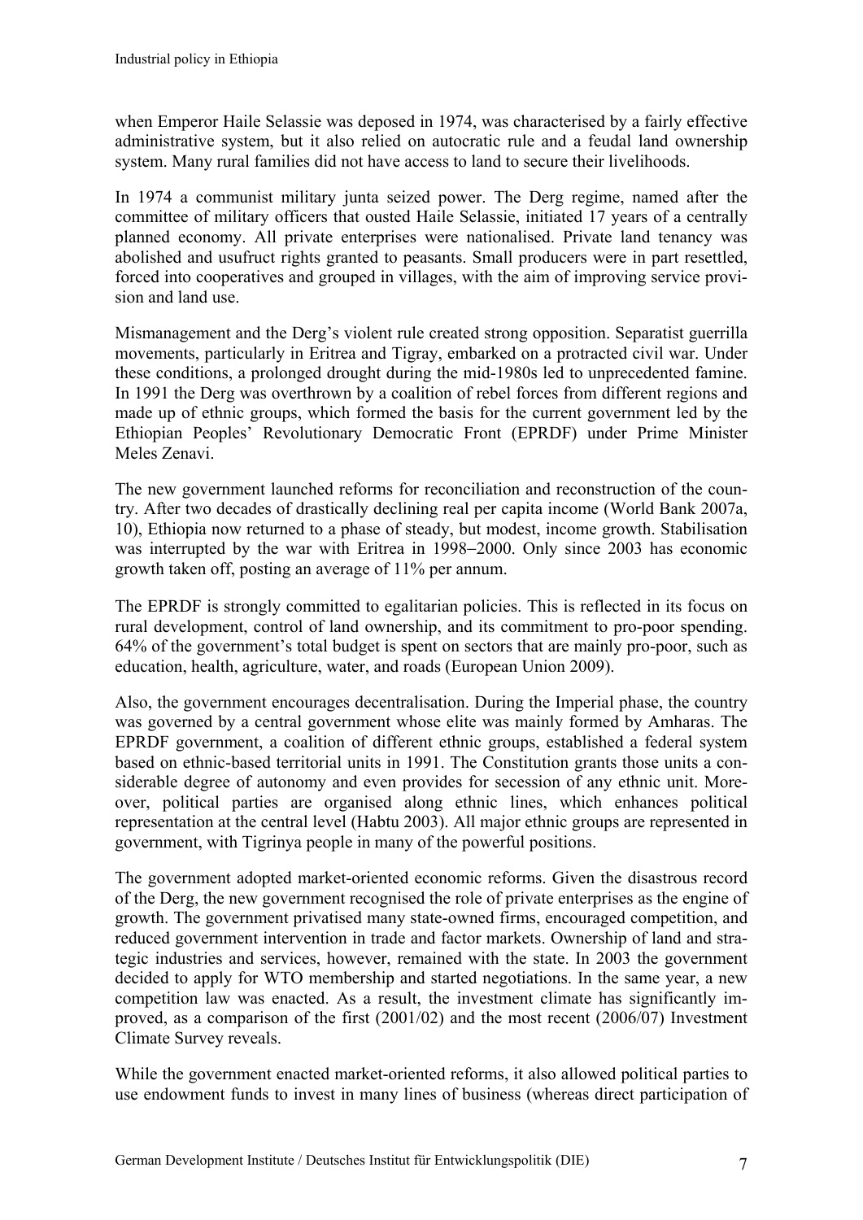when Emperor Haile Selassie was deposed in 1974, was characterised by a fairly effective administrative system, but it also relied on autocratic rule and a feudal land ownership system. Many rural families did not have access to land to secure their livelihoods.

In 1974 a communist military junta seized power. The Derg regime, named after the committee of military officers that ousted Haile Selassie, initiated 17 years of a centrally planned economy. All private enterprises were nationalised. Private land tenancy was abolished and usufruct rights granted to peasants. Small producers were in part resettled, forced into cooperatives and grouped in villages, with the aim of improving service provision and land use.

Mismanagement and the Derg's violent rule created strong opposition. Separatist guerrilla movements, particularly in Eritrea and Tigray, embarked on a protracted civil war. Under these conditions, a prolonged drought during the mid-1980s led to unprecedented famine. In 1991 the Derg was overthrown by a coalition of rebel forces from different regions and made up of ethnic groups, which formed the basis for the current government led by the Ethiopian Peoples' Revolutionary Democratic Front (EPRDF) under Prime Minister Meles Zenavi.

The new government launched reforms for reconciliation and reconstruction of the country. After two decades of drastically declining real per capita income (World Bank 2007a, 10), Ethiopia now returned to a phase of steady, but modest, income growth. Stabilisation was interrupted by the war with Eritrea in 1998–2000. Only since 2003 has economic growth taken off, posting an average of 11% per annum.

The EPRDF is strongly committed to egalitarian policies. This is reflected in its focus on rural development, control of land ownership, and its commitment to pro-poor spending. 64% of the government's total budget is spent on sectors that are mainly pro-poor, such as education, health, agriculture, water, and roads (European Union 2009).

Also, the government encourages decentralisation. During the Imperial phase, the country was governed by a central government whose elite was mainly formed by Amharas. The EPRDF government, a coalition of different ethnic groups, established a federal system based on ethnic-based territorial units in 1991. The Constitution grants those units a considerable degree of autonomy and even provides for secession of any ethnic unit. Moreover, political parties are organised along ethnic lines, which enhances political representation at the central level (Habtu 2003). All major ethnic groups are represented in government, with Tigrinya people in many of the powerful positions.

The government adopted market-oriented economic reforms. Given the disastrous record of the Derg, the new government recognised the role of private enterprises as the engine of growth. The government privatised many state-owned firms, encouraged competition, and reduced government intervention in trade and factor markets. Ownership of land and strategic industries and services, however, remained with the state. In 2003 the government decided to apply for WTO membership and started negotiations. In the same year, a new competition law was enacted. As a result, the investment climate has significantly improved, as a comparison of the first (2001/02) and the most recent (2006/07) Investment Climate Survey reveals.

While the government enacted market-oriented reforms, it also allowed political parties to use endowment funds to invest in many lines of business (whereas direct participation of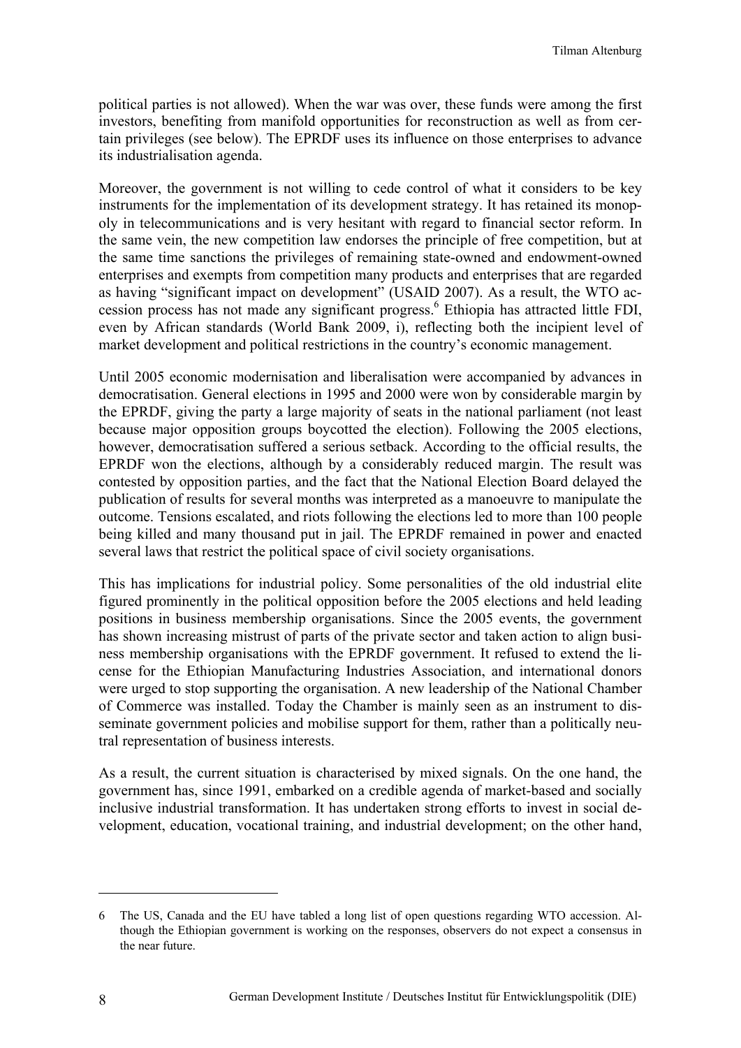political parties is not allowed). When the war was over, these funds were among the first investors, benefiting from manifold opportunities for reconstruction as well as from certain privileges (see below). The EPRDF uses its influence on those enterprises to advance its industrialisation agenda.

Moreover, the government is not willing to cede control of what it considers to be key instruments for the implementation of its development strategy. It has retained its monopoly in telecommunications and is very hesitant with regard to financial sector reform. In the same vein, the new competition law endorses the principle of free competition, but at the same time sanctions the privileges of remaining state-owned and endowment-owned enterprises and exempts from competition many products and enterprises that are regarded as having "significant impact on development" (USAID 2007). As a result, the WTO accession process has not made any significant progress.[6] Ethiopia has attracted little FDI, even by African standards (World Bank 2009, i), reflecting both the incipient level of market development and political restrictions in the country's economic management.

Until 2005 economic modernisation and liberalisation were accompanied by advances in democratisation. General elections in 1995 and 2000 were won by considerable margin by the EPRDF, giving the party a large majority of seats in the national parliament (not least because major opposition groups boycotted the election). Following the 2005 elections, however, democratisation suffered a serious setback. According to the official results, the EPRDF won the elections, although by a considerably reduced margin. The result was contested by opposition parties, and the fact that the National Election Board delayed the publication of results for several months was interpreted as a manoeuvre to manipulate the outcome. Tensions escalated, and riots following the elections led to more than 100 people being killed and many thousand put in jail. The EPRDF remained in power and enacted several laws that restrict the political space of civil society organisations.

This has implications for industrial policy. Some personalities of the old industrial elite figured prominently in the political opposition before the 2005 elections and held leading positions in business membership organisations. Since the 2005 events, the government has shown increasing mistrust of parts of the private sector and taken action to align business membership organisations with the EPRDF government. It refused to extend the license for the Ethiopian Manufacturing Industries Association, and international donors were urged to stop supporting the organisation. A new leadership of the National Chamber of Commerce was installed. Today the Chamber is mainly seen as an instrument to disseminate government policies and mobilise support for them, rather than a politically neutral representation of business interests.

As a result, the current situation is characterised by mixed signals. On the one hand, the government has, since 1991, embarked on a credible agenda of market-based and socially inclusive industrial transformation. It has undertaken strong efforts to invest in social development, education, vocational training, and industrial development; on the other hand,

---

6 The US, Canada and the EU have tabled a long list of open questions regarding WTO accession. Although the Ethiopian government is working on the responses, observers do not expect a consensus in the near future.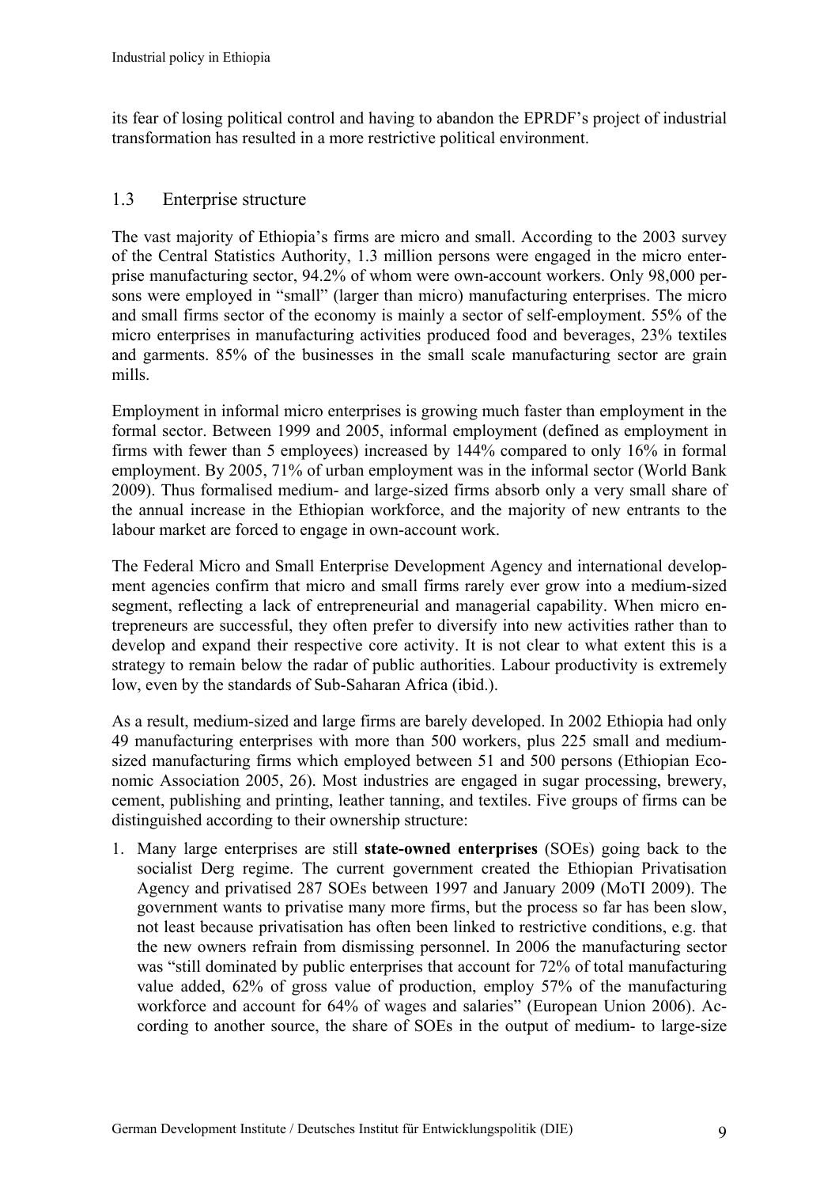its fear of losing political control and having to abandon the EPRDF's project of industrial transformation has resulted in a more restrictive political environment.

## 1.3 Enterprise structure

The vast majority of Ethiopia's firms are micro and small. According to the 2003 survey of the Central Statistics Authority, 1.3 million persons were engaged in the micro enterprise manufacturing sector, 94.2% of whom were own-account workers. Only 98,000 persons were employed in "small" (larger than micro) manufacturing enterprises. The micro and small firms sector of the economy is mainly a sector of self-employment. 55% of the micro enterprises in manufacturing activities produced food and beverages, 23% textiles and garments. 85% of the businesses in the small scale manufacturing sector are grain mills.

Employment in informal micro enterprises is growing much faster than employment in the formal sector. Between 1999 and 2005, informal employment (defined as employment in firms with fewer than 5 employees) increased by 144% compared to only 16% in formal employment. By 2005, 71% of urban employment was in the informal sector (World Bank 2009). Thus formalised medium- and large-sized firms absorb only a very small share of the annual increase in the Ethiopian workforce, and the majority of new entrants to the labour market are forced to engage in own-account work.

The Federal Micro and Small Enterprise Development Agency and international development agencies confirm that micro and small firms rarely ever grow into a medium-sized segment, reflecting a lack of entrepreneurial and managerial capability. When micro entrepreneurs are successful, they often prefer to diversify into new activities rather than to develop and expand their respective core activity. It is not clear to what extent this is a strategy to remain below the radar of public authorities. Labour productivity is extremely low, even by the standards of Sub-Saharan Africa (ibid.).

As a result, medium-sized and large firms are barely developed. In 2002 Ethiopia had only 49 manufacturing enterprises with more than 500 workers, plus 225 small and medium-sized manufacturing firms which employed between 51 and 500 persons (Ethiopian Economic Association 2005, 26). Most industries are engaged in sugar processing, brewery, cement, publishing and printing, leather tanning, and textiles. Five groups of firms can be distinguished according to their ownership structure:

1. Many large enterprises are still **state-owned enterprises** (SOEs) going back to the socialist Derg regime. The current government created the Ethiopian Privatisation Agency and privatised 287 SOEs between 1997 and January 2009 (MoTI 2009). The government wants to privatise many more firms, but the process so far has been slow, not least because privatisation has often been linked to restrictive conditions, e.g. that the new owners refrain from dismissing personnel. In 2006 the manufacturing sector was "still dominated by public enterprises that account for 72% of total manufacturing value added, 62% of gross value of production, employ 57% of the manufacturing workforce and account for 64% of wages and salaries" (European Union 2006). According to another source, the share of SOEs in the output of medium- to large-size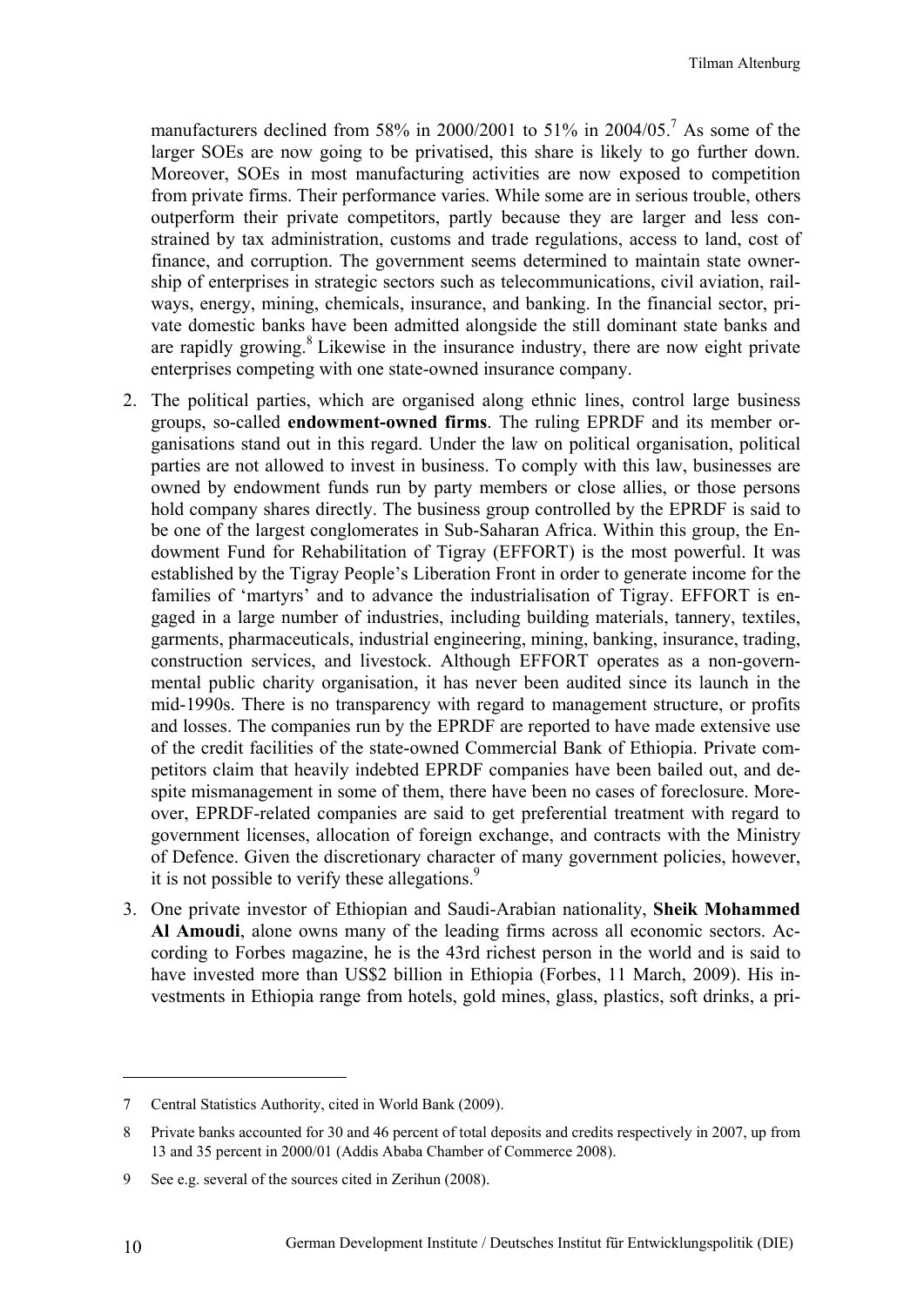manufacturers declined from 58% in 2000/2001 to 51% in 2004/05.[7] As some of the larger SOEs are now going to be privatised, this share is likely to go further down. Moreover, SOEs in most manufacturing activities are now exposed to competition from private firms. Their performance varies. While some are in serious trouble, others outperform their private competitors, partly because they are larger and less constrained by tax administration, customs and trade regulations, access to land, cost of finance, and corruption. The government seems determined to maintain state ownership of enterprises in strategic sectors such as telecommunications, civil aviation, railways, energy, mining, chemicals, insurance, and banking. In the financial sector, private domestic banks have been admitted alongside the still dominant state banks and are rapidly growing.[8] Likewise in the insurance industry, there are now eight private enterprises competing with one state-owned insurance company.

2. The political parties, which are organised along ethnic lines, control large business groups, so-called **endowment-owned firms**. The ruling EPRDF and its member organisations stand out in this regard. Under the law on political organisation, political parties are not allowed to invest in business. To comply with this law, businesses are owned by endowment funds run by party members or close allies, or those persons hold company shares directly. The business group controlled by the EPRDF is said to be one of the largest conglomerates in Sub-Saharan Africa. Within this group, the Endowment Fund for Rehabilitation of Tigray (EFFORT) is the most powerful. It was established by the Tigray People's Liberation Front in order to generate income for the families of 'martyrs' and to advance the industrialisation of Tigray. EFFORT is engaged in a large number of industries, including building materials, tannery, textiles, garments, pharmaceuticals, industrial engineering, mining, banking, insurance, trading, construction services, and livestock. Although EFFORT operates as a non-governmental public charity organisation, it has never been audited since its launch in the mid-1990s. There is no transparency with regard to management structure, or profits and losses. The companies run by the EPRDF are reported to have made extensive use of the credit facilities of the state-owned Commercial Bank of Ethiopia. Private competitors claim that heavily indebted EPRDF companies have been bailed out, and despite mismanagement in some of them, there have been no cases of foreclosure. Moreover, EPRDF-related companies are said to get preferential treatment with regard to government licenses, allocation of foreign exchange, and contracts with the Ministry of Defence. Given the discretionary character of many government policies, however, it is not possible to verify these allegations.[9]

3. One private investor of Ethiopian and Saudi-Arabian nationality, **Sheik Mohammed Al Amoudi**, alone owns many of the leading firms across all economic sectors. According to Forbes magazine, he is the 43rd richest person in the world and is said to have invested more than US$2 billion in Ethiopia (Forbes, 11 March, 2009). His investments in Ethiopia range from hotels, gold mines, glass, plastics, soft drinks, a pri-

---

7 Central Statistics Authority, cited in World Bank (2009).

8 Private banks accounted for 30 and 46 percent of total deposits and credits respectively in 2007, up from 13 and 35 percent in 2000/01 (Addis Ababa Chamber of Commerce 2008).

9 See e.g. several of the sources cited in Zerihun (2008).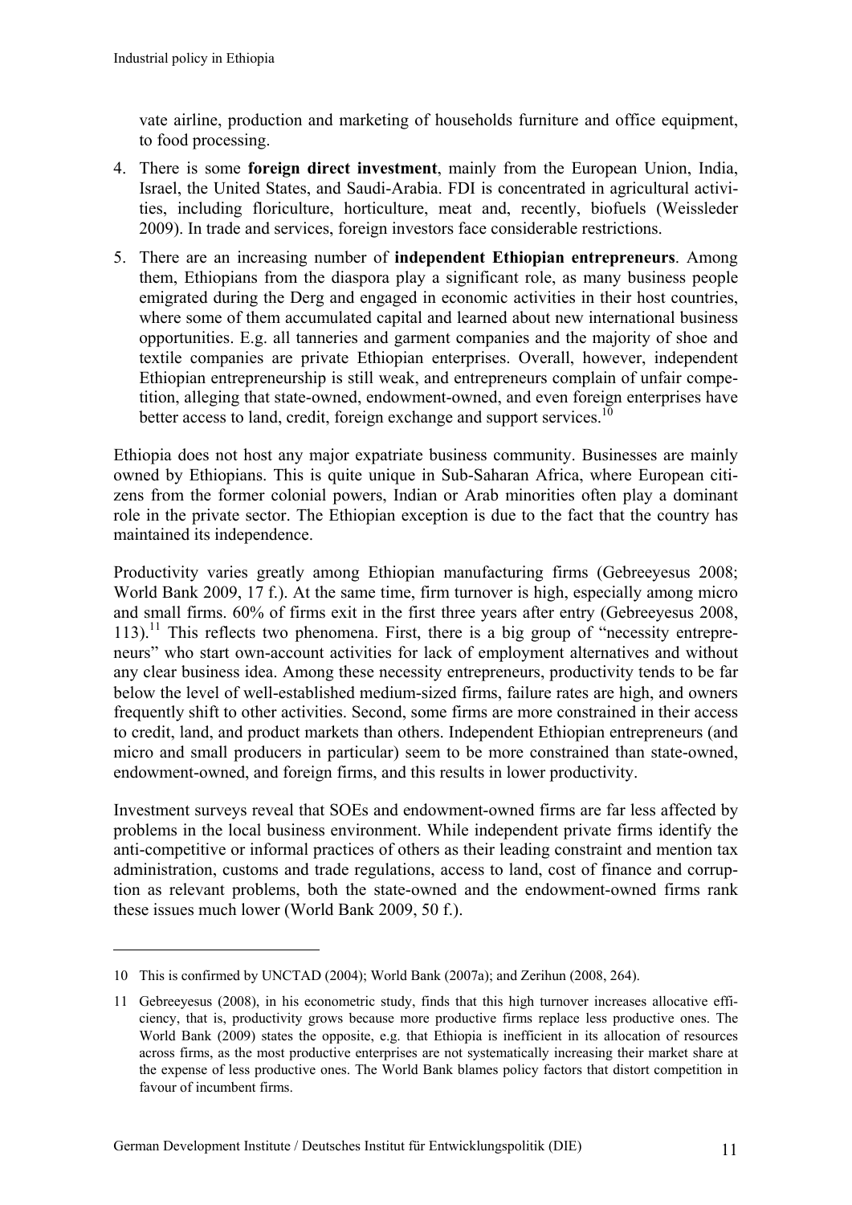vate airline, production and marketing of households furniture and office equipment, to food processing.

4. There is some **foreign direct investment**, mainly from the European Union, India, Israel, the United States, and Saudi-Arabia. FDI is concentrated in agricultural activities, including floriculture, horticulture, meat and, recently, biofuels (Weissleder 2009). In trade and services, foreign investors face considerable restrictions.

5. There are an increasing number of **independent Ethiopian entrepreneurs**. Among them, Ethiopians from the diaspora play a significant role, as many business people emigrated during the Derg and engaged in economic activities in their host countries, where some of them accumulated capital and learned about new international business opportunities. E.g. all tanneries and garment companies and the majority of shoe and textile companies are private Ethiopian enterprises. Overall, however, independent Ethiopian entrepreneurship is still weak, and entrepreneurs complain of unfair competition, alleging that state-owned, endowment-owned, and even foreign enterprises have better access to land, credit, foreign exchange and support services.[10]

Ethiopia does not host any major expatriate business community. Businesses are mainly owned by Ethiopians. This is quite unique in Sub-Saharan Africa, where European citizens from the former colonial powers, Indian or Arab minorities often play a dominant role in the private sector. The Ethiopian exception is due to the fact that the country has maintained its independence.

Productivity varies greatly among Ethiopian manufacturing firms (Gebreeyesus 2008; World Bank 2009, 17 f.). At the same time, firm turnover is high, especially among micro and small firms. 60% of firms exit in the first three years after entry (Gebreeyesus 2008, 113).[11] This reflects two phenomena. First, there is a big group of "necessity entrepreneurs" who start own-account activities for lack of employment alternatives and without any clear business idea. Among these necessity entrepreneurs, productivity tends to be far below the level of well-established medium-sized firms, failure rates are high, and owners frequently shift to other activities. Second, some firms are more constrained in their access to credit, land, and product markets than others. Independent Ethiopian entrepreneurs (and micro and small producers in particular) seem to be more constrained than state-owned, endowment-owned, and foreign firms, and this results in lower productivity.

Investment surveys reveal that SOEs and endowment-owned firms are far less affected by problems in the local business environment. While independent private firms identify the anti-competitive or informal practices of others as their leading constraint and mention tax administration, customs and trade regulations, access to land, cost of finance and corruption as relevant problems, both the state-owned and the endowment-owned firms rank these issues much lower (World Bank 2009, 50 f.).

---

10 This is confirmed by UNCTAD (2004); World Bank (2007a); and Zerihun (2008, 264).

11 Gebreeyesus (2008), in his econometric study, finds that this high turnover increases allocative efficiency, that is, productivity grows because more productive firms replace less productive ones. The World Bank (2009) states the opposite, e.g. that Ethiopia is inefficient in its allocation of resources across firms, as the most productive enterprises are not systematically increasing their market share at the expense of less productive ones. The World Bank blames policy factors that distort competition in favour of incumbent firms.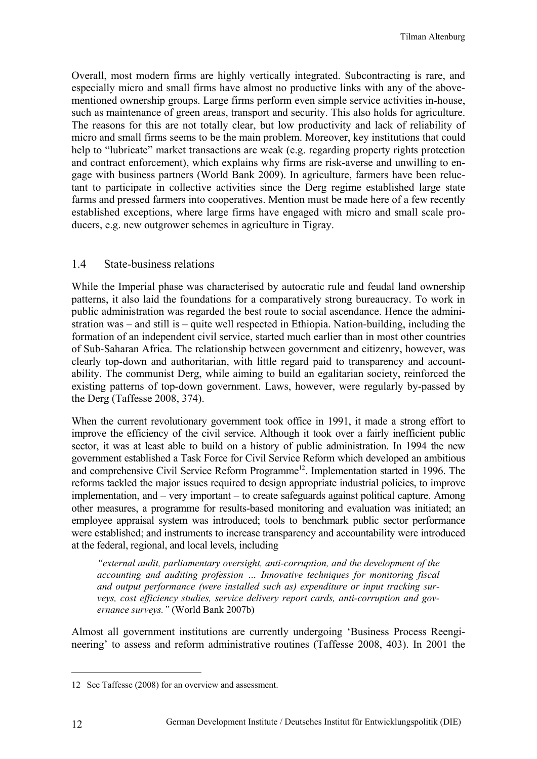Overall, most modern firms are highly vertically integrated. Subcontracting is rare, and especially micro and small firms have almost no productive links with any of the above-mentioned ownership groups. Large firms perform even simple service activities in-house, such as maintenance of green areas, transport and security. This also holds for agriculture. The reasons for this are not totally clear, but low productivity and lack of reliability of micro and small firms seems to be the main problem. Moreover, key institutions that could help to "lubricate" market transactions are weak (e.g. regarding property rights protection and contract enforcement), which explains why firms are risk-averse and unwilling to engage with business partners (World Bank 2009). In agriculture, farmers have been reluctant to participate in collective activities since the Derg regime established large state farms and pressed farmers into cooperatives. Mention must be made here of a few recently established exceptions, where large firms have engaged with micro and small scale producers, e.g. new outgrower schemes in agriculture in Tigray.

## 1.4 State-business relations

While the Imperial phase was characterised by autocratic rule and feudal land ownership patterns, it also laid the foundations for a comparatively strong bureaucracy. To work in public administration was regarded the best route to social ascendance. Hence the administration was – and still is – quite well respected in Ethiopia. Nation-building, including the formation of an independent civil service, started much earlier than in most other countries of Sub-Saharan Africa. The relationship between government and citizenry, however, was clearly top-down and authoritarian, with little regard paid to transparency and accountability. The communist Derg, while aiming to build an egalitarian society, reinforced the existing patterns of top-down government. Laws, however, were regularly by-passed by the Derg (Taffesse 2008, 374).

When the current revolutionary government took office in 1991, it made a strong effort to improve the efficiency of the civil service. Although it took over a fairly inefficient public sector, it was at least able to build on a history of public administration. In 1994 the new government established a Task Force for Civil Service Reform which developed an ambitious and comprehensive Civil Service Reform Programme[12]. Implementation started in 1996. The reforms tackled the major issues required to design appropriate industrial policies, to improve implementation, and – very important – to create safeguards against political capture. Among other measures, a programme for results-based monitoring and evaluation was initiated; an employee appraisal system was introduced; tools to benchmark public sector performance were established; and instruments to increase transparency and accountability were introduced at the federal, regional, and local levels, including

> *"external audit, parliamentary oversight, anti-corruption, and the development of the accounting and auditing profession … Innovative techniques for monitoring fiscal and output performance (were installed such as) expenditure or input tracking surveys, cost efficiency studies, service delivery report cards, anti-corruption and governance surveys."* (World Bank 2007b)

Almost all government institutions are currently undergoing 'Business Process Reengineering' to assess and reform administrative routines (Taffesse 2008, 403). In 2001 the

---

12 See Taffesse (2008) for an overview and assessment.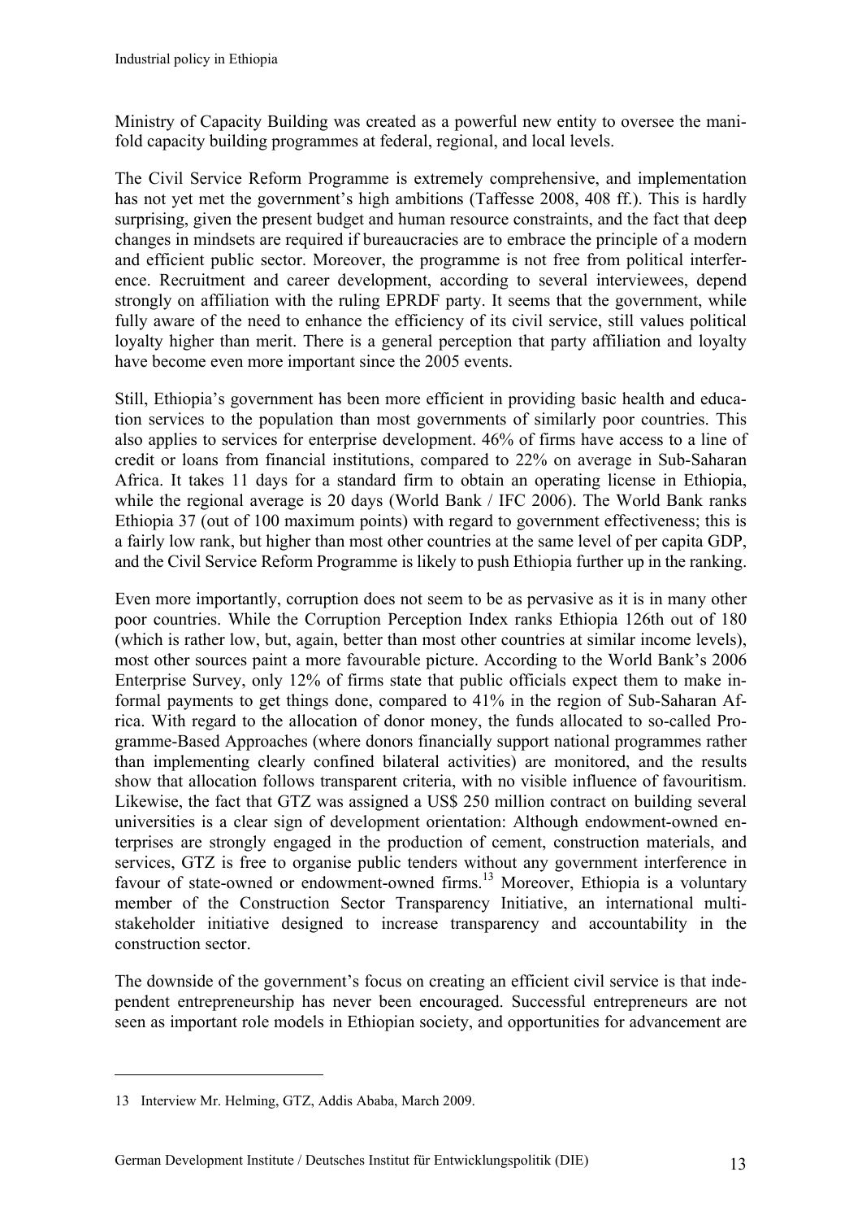Ministry of Capacity Building was created as a powerful new entity to oversee the manifold capacity building programmes at federal, regional, and local levels.

The Civil Service Reform Programme is extremely comprehensive, and implementation has not yet met the government's high ambitions (Taffesse 2008, 408 ff.). This is hardly surprising, given the present budget and human resource constraints, and the fact that deep changes in mindsets are required if bureaucracies are to embrace the principle of a modern and efficient public sector. Moreover, the programme is not free from political interference. Recruitment and career development, according to several interviewees, depend strongly on affiliation with the ruling EPRDF party. It seems that the government, while fully aware of the need to enhance the efficiency of its civil service, still values political loyalty higher than merit. There is a general perception that party affiliation and loyalty have become even more important since the 2005 events.

Still, Ethiopia's government has been more efficient in providing basic health and education services to the population than most governments of similarly poor countries. This also applies to services for enterprise development. 46% of firms have access to a line of credit or loans from financial institutions, compared to 22% on average in Sub-Saharan Africa. It takes 11 days for a standard firm to obtain an operating license in Ethiopia, while the regional average is 20 days (World Bank / IFC 2006). The World Bank ranks Ethiopia 37 (out of 100 maximum points) with regard to government effectiveness; this is a fairly low rank, but higher than most other countries at the same level of per capita GDP, and the Civil Service Reform Programme is likely to push Ethiopia further up in the ranking.

Even more importantly, corruption does not seem to be as pervasive as it is in many other poor countries. While the Corruption Perception Index ranks Ethiopia 126th out of 180 (which is rather low, but, again, better than most other countries at similar income levels), most other sources paint a more favourable picture. According to the World Bank's 2006 Enterprise Survey, only 12% of firms state that public officials expect them to make informal payments to get things done, compared to 41% in the region of Sub-Saharan Africa. With regard to the allocation of donor money, the funds allocated to so-called Programme-Based Approaches (where donors financially support national programmes rather than implementing clearly confined bilateral activities) are monitored, and the results show that allocation follows transparent criteria, with no visible influence of favouritism. Likewise, the fact that GTZ was assigned a US$ 250 million contract on building several universities is a clear sign of development orientation: Although endowment-owned enterprises are strongly engaged in the production of cement, construction materials, and services, GTZ is free to organise public tenders without any government interference in favour of state-owned or endowment-owned firms.[13] Moreover, Ethiopia is a voluntary member of the Construction Sector Transparency Initiative, an international multi-stakeholder initiative designed to increase transparency and accountability in the construction sector.

The downside of the government's focus on creating an efficient civil service is that independent entrepreneurship has never been encouraged. Successful entrepreneurs are not seen as important role models in Ethiopian society, and opportunities for advancement are

---

13 Interview Mr. Helming, GTZ, Addis Ababa, March 2009.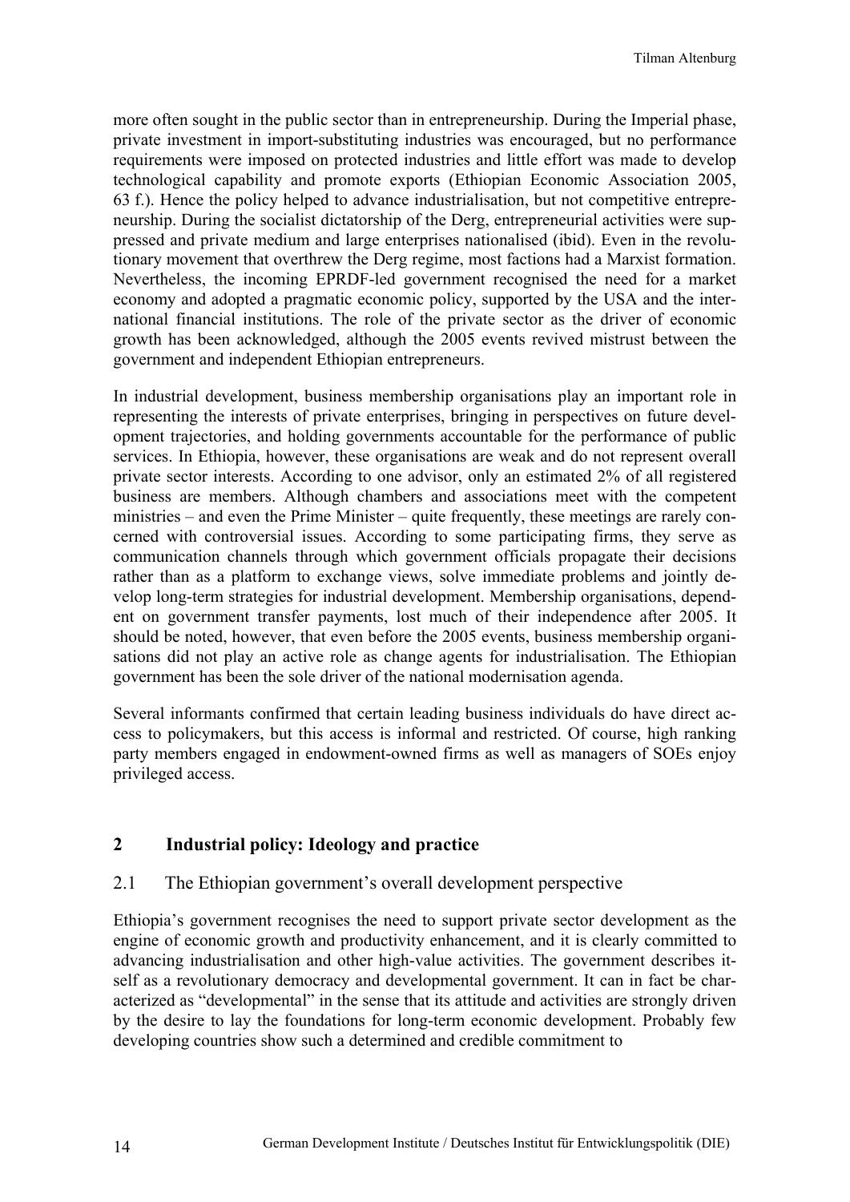more often sought in the public sector than in entrepreneurship. During the Imperial phase, private investment in import-substituting industries was encouraged, but no performance requirements were imposed on protected industries and little effort was made to develop technological capability and promote exports (Ethiopian Economic Association 2005, 63 f.). Hence the policy helped to advance industrialisation, but not competitive entrepreneurship. During the socialist dictatorship of the Derg, entrepreneurial activities were suppressed and private medium and large enterprises nationalised (ibid). Even in the revolutionary movement that overthrew the Derg regime, most factions had a Marxist formation. Nevertheless, the incoming EPRDF-led government recognised the need for a market economy and adopted a pragmatic economic policy, supported by the USA and the international financial institutions. The role of the private sector as the driver of economic growth has been acknowledged, although the 2005 events revived mistrust between the government and independent Ethiopian entrepreneurs.

In industrial development, business membership organisations play an important role in representing the interests of private enterprises, bringing in perspectives on future development trajectories, and holding governments accountable for the performance of public services. In Ethiopia, however, these organisations are weak and do not represent overall private sector interests. According to one advisor, only an estimated 2% of all registered business are members. Although chambers and associations meet with the competent ministries – and even the Prime Minister – quite frequently, these meetings are rarely concerned with controversial issues. According to some participating firms, they serve as communication channels through which government officials propagate their decisions rather than as a platform to exchange views, solve immediate problems and jointly develop long-term strategies for industrial development. Membership organisations, dependent on government transfer payments, lost much of their independence after 2005. It should be noted, however, that even before the 2005 events, business membership organisations did not play an active role as change agents for industrialisation. The Ethiopian government has been the sole driver of the national modernisation agenda.

Several informants confirmed that certain leading business individuals do have direct access to policymakers, but this access is informal and restricted. Of course, high ranking party members engaged in endowment-owned firms as well as managers of SOEs enjoy privileged access.

## 2 Industrial policy: Ideology and practice

### 2.1 The Ethiopian government's overall development perspective

Ethiopia's government recognises the need to support private sector development as the engine of economic growth and productivity enhancement, and it is clearly committed to advancing industrialisation and other high-value activities. The government describes itself as a revolutionary democracy and developmental government. It can in fact be characterized as "developmental" in the sense that its attitude and activities are strongly driven by the desire to lay the foundations for long-term economic development. Probably few developing countries show such a determined and credible commitment to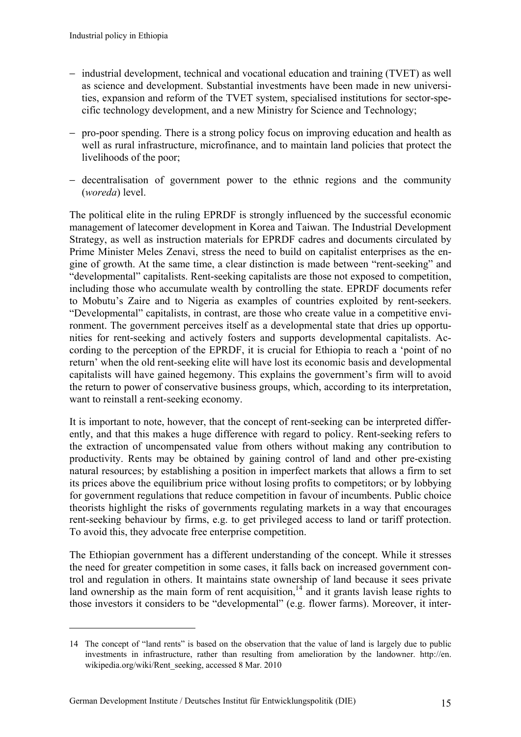- industrial development, technical and vocational education and training (TVET) as well as science and development. Substantial investments have been made in new universities, expansion and reform of the TVET system, specialised institutions for sector-specific technology development, and a new Ministry for Science and Technology;
- pro-poor spending. There is a strong policy focus on improving education and health as well as rural infrastructure, microfinance, and to maintain land policies that protect the livelihoods of the poor;
- decentralisation of government power to the ethnic regions and the community (*woreda*) level.

The political elite in the ruling EPRDF is strongly influenced by the successful economic management of latecomer development in Korea and Taiwan. The Industrial Development Strategy, as well as instruction materials for EPRDF cadres and documents circulated by Prime Minister Meles Zenavi, stress the need to build on capitalist enterprises as the engine of growth. At the same time, a clear distinction is made between "rent-seeking" and "developmental" capitalists. Rent-seeking capitalists are those not exposed to competition, including those who accumulate wealth by controlling the state. EPRDF documents refer to Mobutu's Zaire and to Nigeria as examples of countries exploited by rent-seekers. "Developmental" capitalists, in contrast, are those who create value in a competitive environment. The government perceives itself as a developmental state that dries up opportunities for rent-seeking and actively fosters and supports developmental capitalists. According to the perception of the EPRDF, it is crucial for Ethiopia to reach a 'point of no return' when the old rent-seeking elite will have lost its economic basis and developmental capitalists will have gained hegemony. This explains the government's firm will to avoid the return to power of conservative business groups, which, according to its interpretation, want to reinstall a rent-seeking economy.

It is important to note, however, that the concept of rent-seeking can be interpreted differently, and that this makes a huge difference with regard to policy. Rent-seeking refers to the extraction of uncompensated value from others without making any contribution to productivity. Rents may be obtained by gaining control of land and other pre-existing natural resources; by establishing a position in imperfect markets that allows a firm to set its prices above the equilibrium price without losing profits to competitors; or by lobbying for government regulations that reduce competition in favour of incumbents. Public choice theorists highlight the risks of governments regulating markets in a way that encourages rent-seeking behaviour by firms, e.g. to get privileged access to land or tariff protection. To avoid this, they advocate free enterprise competition.

The Ethiopian government has a different understanding of the concept. While it stresses the need for greater competition in some cases, it falls back on increased government control and regulation in others. It maintains state ownership of land because it sees private land ownership as the main form of rent acquisition,[14] and it grants lavish lease rights to those investors it considers to be "developmental" (e.g. flower farms). Moreover, it inter-

---

14 The concept of "land rents" is based on the observation that the value of land is largely due to public investments in infrastructure, rather than resulting from amelioration by the landowner. http://en.wikipedia.org/wiki/Rent_seeking, accessed 8 Mar. 2010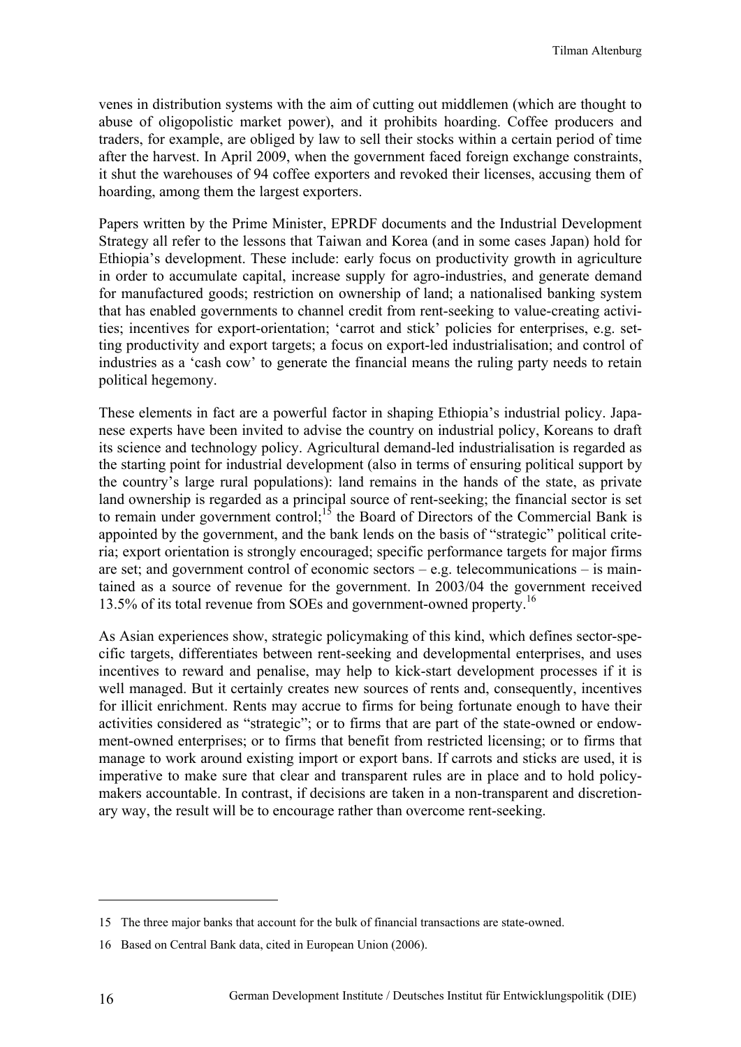venes in distribution systems with the aim of cutting out middlemen (which are thought to abuse of oligopolistic market power), and it prohibits hoarding. Coffee producers and traders, for example, are obliged by law to sell their stocks within a certain period of time after the harvest. In April 2009, when the government faced foreign exchange constraints, it shut the warehouses of 94 coffee exporters and revoked their licenses, accusing them of hoarding, among them the largest exporters.

Papers written by the Prime Minister, EPRDF documents and the Industrial Development Strategy all refer to the lessons that Taiwan and Korea (and in some cases Japan) hold for Ethiopia's development. These include: early focus on productivity growth in agriculture in order to accumulate capital, increase supply for agro-industries, and generate demand for manufactured goods; restriction on ownership of land; a nationalised banking system that has enabled governments to channel credit from rent-seeking to value-creating activities; incentives for export-orientation; 'carrot and stick' policies for enterprises, e.g. setting productivity and export targets; a focus on export-led industrialisation; and control of industries as a 'cash cow' to generate the financial means the ruling party needs to retain political hegemony.

These elements in fact are a powerful factor in shaping Ethiopia's industrial policy. Japanese experts have been invited to advise the country on industrial policy, Koreans to draft its science and technology policy. Agricultural demand-led industrialisation is regarded as the starting point for industrial development (also in terms of ensuring political support by the country's large rural populations): land remains in the hands of the state, as private land ownership is regarded as a principal source of rent-seeking; the financial sector is set to remain under government control;[15] the Board of Directors of the Commercial Bank is appointed by the government, and the bank lends on the basis of "strategic" political criteria; export orientation is strongly encouraged; specific performance targets for major firms are set; and government control of economic sectors – e.g. telecommunications – is maintained as a source of revenue for the government. In 2003/04 the government received 13.5% of its total revenue from SOEs and government-owned property.[16]

As Asian experiences show, strategic policymaking of this kind, which defines sector-specific targets, differentiates between rent-seeking and developmental enterprises, and uses incentives to reward and penalise, may help to kick-start development processes if it is well managed. But it certainly creates new sources of rents and, consequently, incentives for illicit enrichment. Rents may accrue to firms for being fortunate enough to have their activities considered as "strategic"; or to firms that are part of the state-owned or endowment-owned enterprises; or to firms that benefit from restricted licensing; or to firms that manage to work around existing import or export bans. If carrots and sticks are used, it is imperative to make sure that clear and transparent rules are in place and to hold policymakers accountable. In contrast, if decisions are taken in a non-transparent and discretionary way, the result will be to encourage rather than overcome rent-seeking.

---

15 The three major banks that account for the bulk of financial transactions are state-owned.

16 Based on Central Bank data, cited in European Union (2006).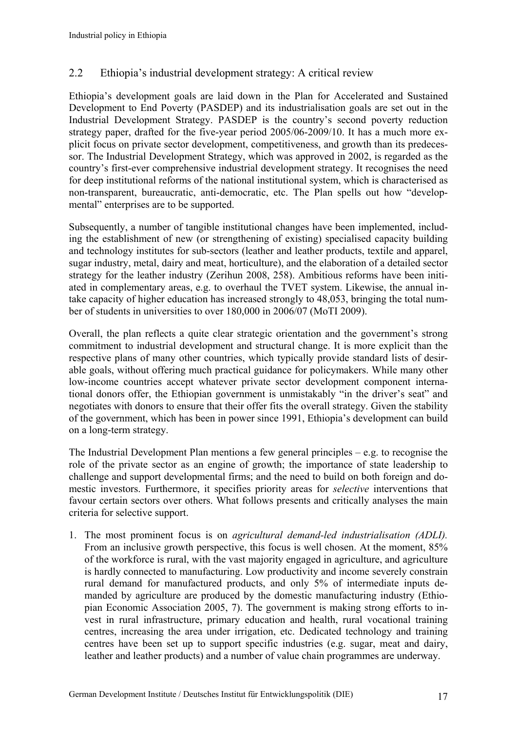## 2.2 Ethiopia's industrial development strategy: A critical review

Ethiopia's development goals are laid down in the Plan for Accelerated and Sustained Development to End Poverty (PASDEP) and its industrialisation goals are set out in the Industrial Development Strategy. PASDEP is the country's second poverty reduction strategy paper, drafted for the five-year period 2005/06-2009/10. It has a much more explicit focus on private sector development, competitiveness, and growth than its predecessor. The Industrial Development Strategy, which was approved in 2002, is regarded as the country's first-ever comprehensive industrial development strategy. It recognises the need for deep institutional reforms of the national institutional system, which is characterised as non-transparent, bureaucratic, anti-democratic, etc. The Plan spells out how "developmental" enterprises are to be supported.

Subsequently, a number of tangible institutional changes have been implemented, including the establishment of new (or strengthening of existing) specialised capacity building and technology institutes for sub-sectors (leather and leather products, textile and apparel, sugar industry, metal, dairy and meat, horticulture), and the elaboration of a detailed sector strategy for the leather industry (Zerihun 2008, 258). Ambitious reforms have been initiated in complementary areas, e.g. to overhaul the TVET system. Likewise, the annual intake capacity of higher education has increased strongly to 48,053, bringing the total number of students in universities to over 180,000 in 2006/07 (MoTI 2009).

Overall, the plan reflects a quite clear strategic orientation and the government's strong commitment to industrial development and structural change. It is more explicit than the respective plans of many other countries, which typically provide standard lists of desirable goals, without offering much practical guidance for policymakers. While many other low-income countries accept whatever private sector development component international donors offer, the Ethiopian government is unmistakably "in the driver's seat" and negotiates with donors to ensure that their offer fits the overall strategy. Given the stability of the government, which has been in power since 1991, Ethiopia's development can build on a long-term strategy.

The Industrial Development Plan mentions a few general principles – e.g. to recognise the role of the private sector as an engine of growth; the importance of state leadership to challenge and support developmental firms; and the need to build on both foreign and domestic investors. Furthermore, it specifies priority areas for *selective* interventions that favour certain sectors over others. What follows presents and critically analyses the main criteria for selective support.

1. The most prominent focus is on *agricultural demand-led industrialisation (ADLI).* From an inclusive growth perspective, this focus is well chosen. At the moment, 85% of the workforce is rural, with the vast majority engaged in agriculture, and agriculture is hardly connected to manufacturing. Low productivity and income severely constrain rural demand for manufactured products, and only 5% of intermediate inputs demanded by agriculture are produced by the domestic manufacturing industry (Ethiopian Economic Association 2005, 7). The government is making strong efforts to invest in rural infrastructure, primary education and health, rural vocational training centres, increasing the area under irrigation, etc. Dedicated technology and training centres have been set up to support specific industries (e.g. sugar, meat and dairy, leather and leather products) and a number of value chain programmes are underway.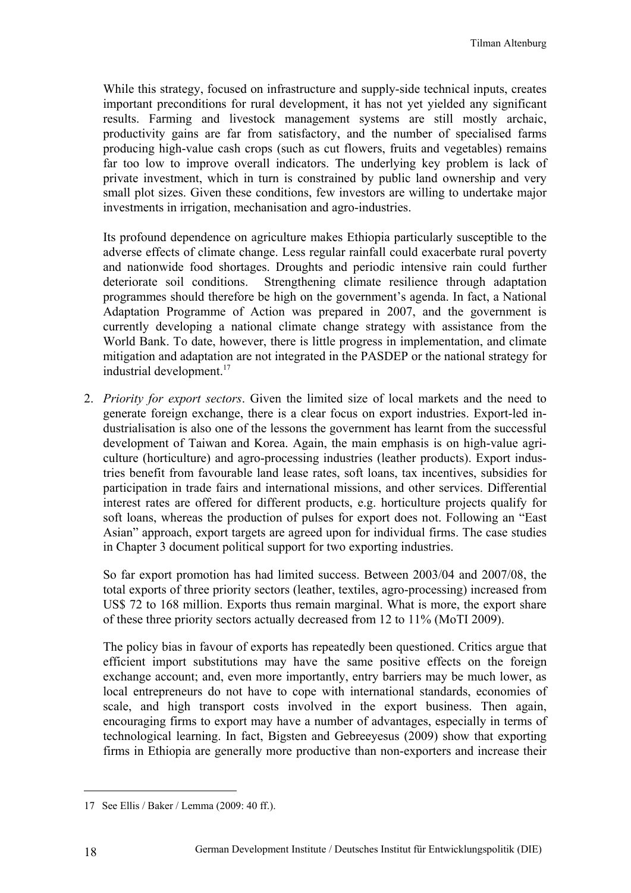While this strategy, focused on infrastructure and supply-side technical inputs, creates important preconditions for rural development, it has not yet yielded any significant results. Farming and livestock management systems are still mostly archaic, productivity gains are far from satisfactory, and the number of specialised farms producing high-value cash crops (such as cut flowers, fruits and vegetables) remains far too low to improve overall indicators. The underlying key problem is lack of private investment, which in turn is constrained by public land ownership and very small plot sizes. Given these conditions, few investors are willing to undertake major investments in irrigation, mechanisation and agro-industries.

Its profound dependence on agriculture makes Ethiopia particularly susceptible to the adverse effects of climate change. Less regular rainfall could exacerbate rural poverty and nationwide food shortages. Droughts and periodic intensive rain could further deteriorate soil conditions. Strengthening climate resilience through adaptation programmes should therefore be high on the government's agenda. In fact, a National Adaptation Programme of Action was prepared in 2007, and the government is currently developing a national climate change strategy with assistance from the World Bank. To date, however, there is little progress in implementation, and climate mitigation and adaptation are not integrated in the PASDEP or the national strategy for industrial development.[17]

2. *Priority for export sectors*. Given the limited size of local markets and the need to generate foreign exchange, there is a clear focus on export industries. Export-led industrialisation is also one of the lessons the government has learnt from the successful development of Taiwan and Korea. Again, the main emphasis is on high-value agriculture (horticulture) and agro-processing industries (leather products). Export industries benefit from favourable land lease rates, soft loans, tax incentives, subsidies for participation in trade fairs and international missions, and other services. Differential interest rates are offered for different products, e.g. horticulture projects qualify for soft loans, whereas the production of pulses for export does not. Following an "East Asian" approach, export targets are agreed upon for individual firms. The case studies in Chapter 3 document political support for two exporting industries.

   So far export promotion has had limited success. Between 2003/04 and 2007/08, the total exports of three priority sectors (leather, textiles, agro-processing) increased from US$ 72 to 168 million. Exports thus remain marginal. What is more, the export share of these three priority sectors actually decreased from 12 to 11% (MoTI 2009).

   The policy bias in favour of exports has repeatedly been questioned. Critics argue that efficient import substitutions may have the same positive effects on the foreign exchange account; and, even more importantly, entry barriers may be much lower, as local entrepreneurs do not have to cope with international standards, economies of scale, and high transport costs involved in the export business. Then again, encouraging firms to export may have a number of advantages, especially in terms of technological learning. In fact, Bigsten and Gebreeyesus (2009) show that exporting firms in Ethiopia are generally more productive than non-exporters and increase their

---

17 See Ellis / Baker / Lemma (2009: 40 ff.).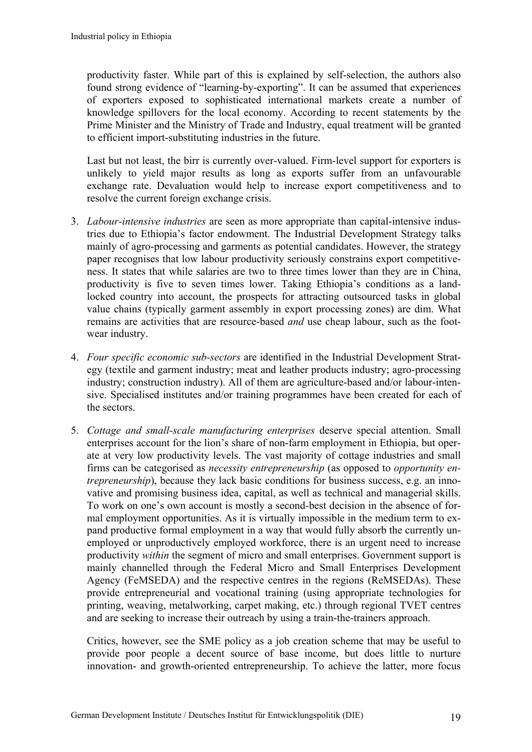productivity faster. While part of this is explained by self-selection, the authors also found strong evidence of "learning-by-exporting". It can be assumed that experiences of exporters exposed to sophisticated international markets create a number of knowledge spillovers for the local economy. According to recent statements by the Prime Minister and the Ministry of Trade and Industry, equal treatment will be granted to efficient import-substituting industries in the future.

Last but not least, the birr is currently over-valued. Firm-level support for exporters is unlikely to yield major results as long as exports suffer from an unfavourable exchange rate. Devaluation would help to increase export competitiveness and to resolve the current foreign exchange crisis.

3. *Labour-intensive industries* are seen as more appropriate than capital-intensive industries due to Ethiopia's factor endowment. The Industrial Development Strategy talks mainly of agro-processing and garments as potential candidates. However, the strategy paper recognises that low labour productivity seriously constrains export competitiveness. It states that while salaries are two to three times lower than they are in China, productivity is five to seven times lower. Taking Ethiopia's conditions as a landlocked country into account, the prospects for attracting outsourced tasks in global value chains (typically garment assembly in export processing zones) are dim. What remains are activities that are resource-based *and* use cheap labour, such as the footwear industry.

4. *Four specific economic sub-sectors* are identified in the Industrial Development Strategy (textile and garment industry; meat and leather products industry; agro-processing industry; construction industry). All of them are agriculture-based and/or labour-intensive. Specialised institutes and/or training programmes have been created for each of the sectors.

5. *Cottage and small-scale manufacturing enterprises* deserve special attention. Small enterprises account for the lion's share of non-farm employment in Ethiopia, but operate at very low productivity levels. The vast majority of cottage industries and small firms can be categorised as *necessity entrepreneurship* (as opposed to *opportunity entrepreneurship*), because they lack basic conditions for business success, e.g. an innovative and promising business idea, capital, as well as technical and managerial skills. To work on one's own account is mostly a second-best decision in the absence of formal employment opportunities. As it is virtually impossible in the medium term to expand productive formal employment in a way that would fully absorb the currently unemployed or unproductively employed workforce, there is an urgent need to increase productivity *within* the segment of micro and small enterprises. Government support is mainly channelled through the Federal Micro and Small Enterprises Development Agency (FeMSEDA) and the respective centres in the regions (ReMSEDAs). These provide entrepreneurial and vocational training (using appropriate technologies for printing, weaving, metalworking, carpet making, etc.) through regional TVET centres and are seeking to increase their outreach by using a train-the-trainers approach.

   Critics, however, see the SME policy as a job creation scheme that may be useful to provide poor people a decent source of base income, but does little to nurture innovation- and growth-oriented entrepreneurship. To achieve the latter, more focus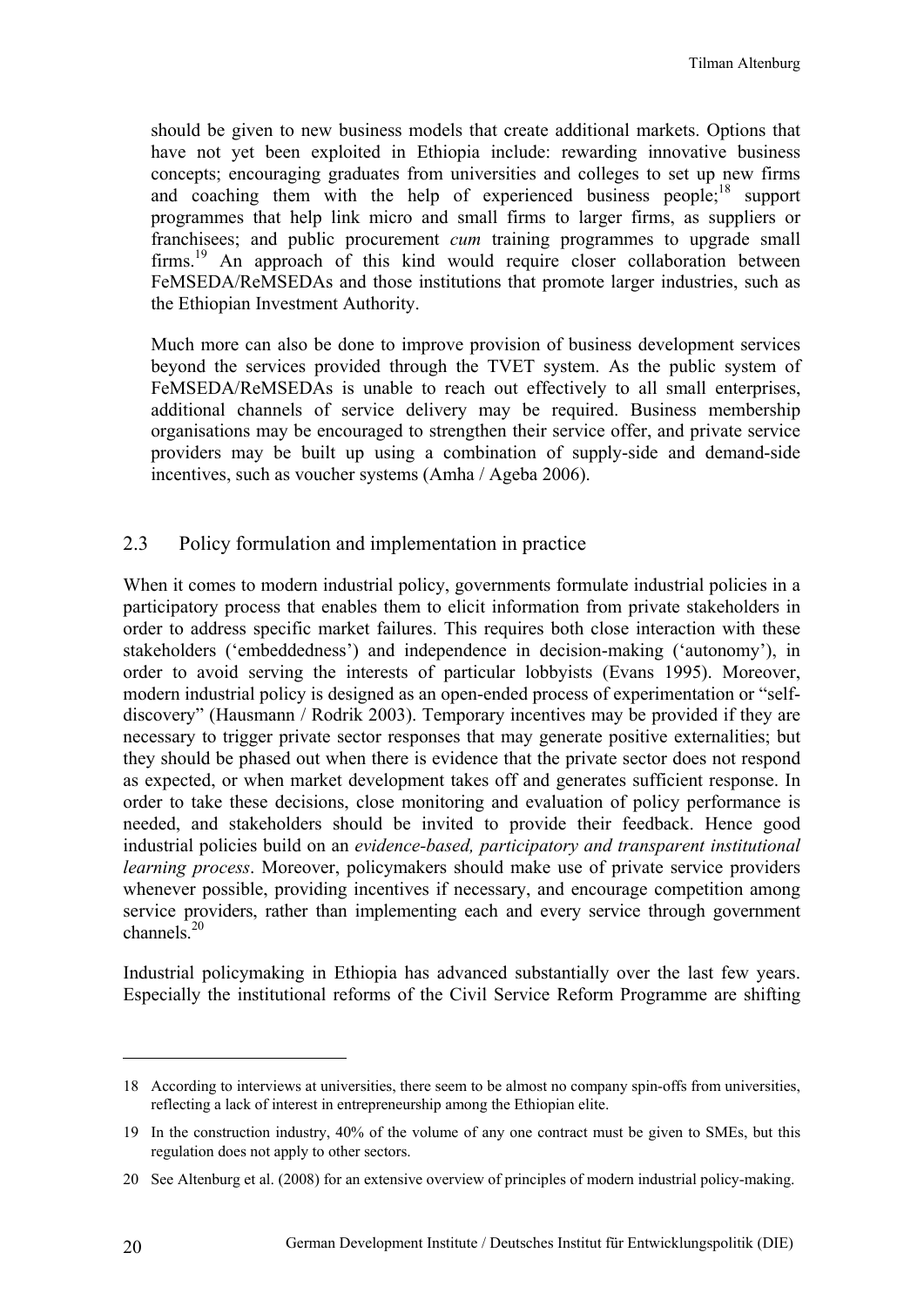should be given to new business models that create additional markets. Options that have not yet been exploited in Ethiopia include: rewarding innovative business concepts; encouraging graduates from universities and colleges to set up new firms and coaching them with the help of experienced business people;[18] support programmes that help link micro and small firms to larger firms, as suppliers or franchisees; and public procurement *cum* training programmes to upgrade small firms.[19] An approach of this kind would require closer collaboration between FeMSEDA/ReMSEDAs and those institutions that promote larger industries, such as the Ethiopian Investment Authority.

Much more can also be done to improve provision of business development services beyond the services provided through the TVET system. As the public system of FeMSEDA/ReMSEDAs is unable to reach out effectively to all small enterprises, additional channels of service delivery may be required. Business membership organisations may be encouraged to strengthen their service offer, and private service providers may be built up using a combination of supply-side and demand-side incentives, such as voucher systems (Amha / Ageba 2006).

### 2.3 Policy formulation and implementation in practice

When it comes to modern industrial policy, governments formulate industrial policies in a participatory process that enables them to elicit information from private stakeholders in order to address specific market failures. This requires both close interaction with these stakeholders ('embeddedness') and independence in decision-making ('autonomy'), in order to avoid serving the interests of particular lobbyists (Evans 1995). Moreover, modern industrial policy is designed as an open-ended process of experimentation or "self-discovery" (Hausmann / Rodrik 2003). Temporary incentives may be provided if they are necessary to trigger private sector responses that may generate positive externalities; but they should be phased out when there is evidence that the private sector does not respond as expected, or when market development takes off and generates sufficient response. In order to take these decisions, close monitoring and evaluation of policy performance is needed, and stakeholders should be invited to provide their feedback. Hence good industrial policies build on an *evidence-based, participatory and transparent institutional learning process*. Moreover, policymakers should make use of private service providers whenever possible, providing incentives if necessary, and encourage competition among service providers, rather than implementing each and every service through government channels.[20]

Industrial policymaking in Ethiopia has advanced substantially over the last few years. Especially the institutional reforms of the Civil Service Reform Programme are shifting

---

18 According to interviews at universities, there seem to be almost no company spin-offs from universities, reflecting a lack of interest in entrepreneurship among the Ethiopian elite.

19 In the construction industry, 40% of the volume of any one contract must be given to SMEs, but this regulation does not apply to other sectors.

20 See Altenburg et al. (2008) for an extensive overview of principles of modern industrial policy-making.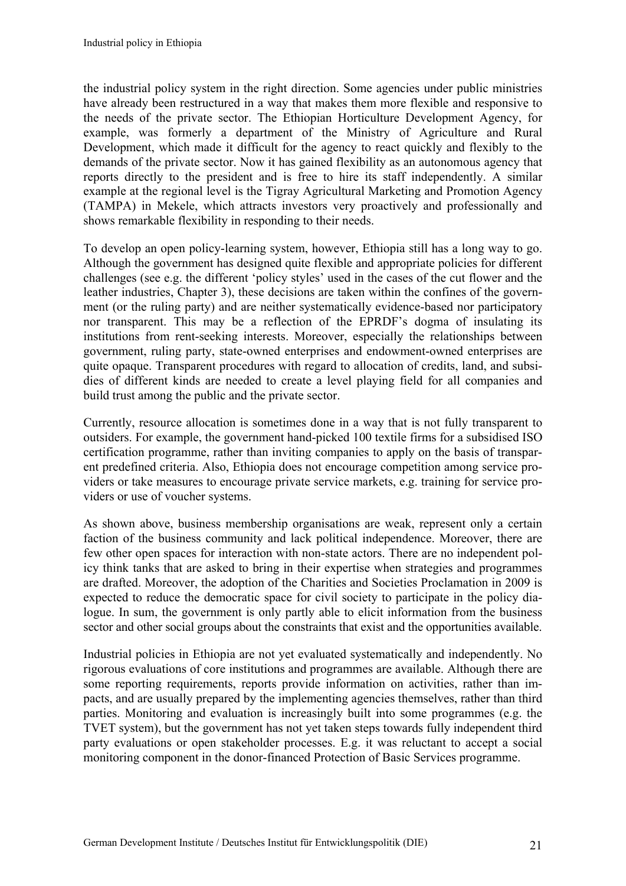the industrial policy system in the right direction. Some agencies under public ministries have already been restructured in a way that makes them more flexible and responsive to the needs of the private sector. The Ethiopian Horticulture Development Agency, for example, was formerly a department of the Ministry of Agriculture and Rural Development, which made it difficult for the agency to react quickly and flexibly to the demands of the private sector. Now it has gained flexibility as an autonomous agency that reports directly to the president and is free to hire its staff independently. A similar example at the regional level is the Tigray Agricultural Marketing and Promotion Agency (TAMPA) in Mekele, which attracts investors very proactively and professionally and shows remarkable flexibility in responding to their needs.

To develop an open policy-learning system, however, Ethiopia still has a long way to go. Although the government has designed quite flexible and appropriate policies for different challenges (see e.g. the different 'policy styles' used in the cases of the cut flower and the leather industries, Chapter 3), these decisions are taken within the confines of the government (or the ruling party) and are neither systematically evidence-based nor participatory nor transparent. This may be a reflection of the EPRDF's dogma of insulating its institutions from rent-seeking interests. Moreover, especially the relationships between government, ruling party, state-owned enterprises and endowment-owned enterprises are quite opaque. Transparent procedures with regard to allocation of credits, land, and subsidies of different kinds are needed to create a level playing field for all companies and build trust among the public and the private sector.

Currently, resource allocation is sometimes done in a way that is not fully transparent to outsiders. For example, the government hand-picked 100 textile firms for a subsidised ISO certification programme, rather than inviting companies to apply on the basis of transparent predefined criteria. Also, Ethiopia does not encourage competition among service providers or take measures to encourage private service markets, e.g. training for service providers or use of voucher systems.

As shown above, business membership organisations are weak, represent only a certain faction of the business community and lack political independence. Moreover, there are few other open spaces for interaction with non-state actors. There are no independent policy think tanks that are asked to bring in their expertise when strategies and programmes are drafted. Moreover, the adoption of the Charities and Societies Proclamation in 2009 is expected to reduce the democratic space for civil society to participate in the policy dialogue. In sum, the government is only partly able to elicit information from the business sector and other social groups about the constraints that exist and the opportunities available.

Industrial policies in Ethiopia are not yet evaluated systematically and independently. No rigorous evaluations of core institutions and programmes are available. Although there are some reporting requirements, reports provide information on activities, rather than impacts, and are usually prepared by the implementing agencies themselves, rather than third parties. Monitoring and evaluation is increasingly built into some programmes (e.g. the TVET system), but the government has not yet taken steps towards fully independent third party evaluations or open stakeholder processes. E.g. it was reluctant to accept a social monitoring component in the donor-financed Protection of Basic Services programme.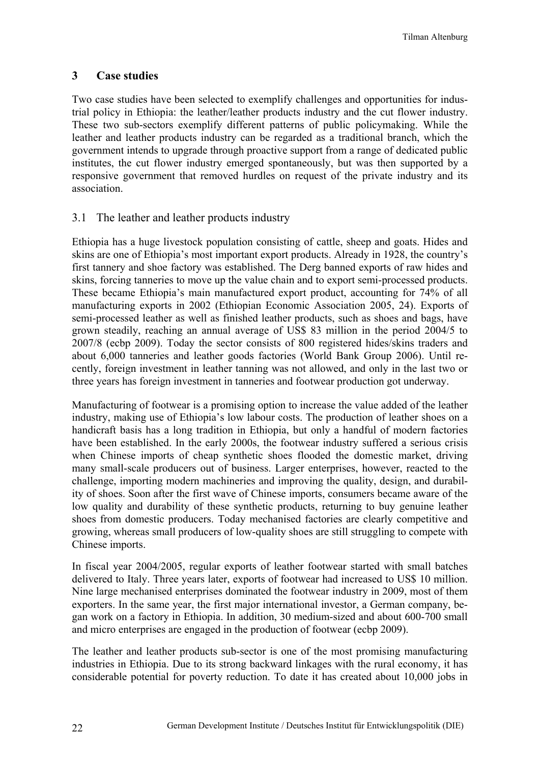## 3 Case studies

Two case studies have been selected to exemplify challenges and opportunities for industrial policy in Ethiopia: the leather/leather products industry and the cut flower industry. These two sub-sectors exemplify different patterns of public policymaking. While the leather and leather products industry can be regarded as a traditional branch, which the government intends to upgrade through proactive support from a range of dedicated public institutes, the cut flower industry emerged spontaneously, but was then supported by a responsive government that removed hurdles on request of the private industry and its association.

### 3.1 The leather and leather products industry

Ethiopia has a huge livestock population consisting of cattle, sheep and goats. Hides and skins are one of Ethiopia's most important export products. Already in 1928, the country's first tannery and shoe factory was established. The Derg banned exports of raw hides and skins, forcing tanneries to move up the value chain and to export semi-processed products. These became Ethiopia's main manufactured export product, accounting for 74% of all manufacturing exports in 2002 (Ethiopian Economic Association 2005, 24). Exports of semi-processed leather as well as finished leather products, such as shoes and bags, have grown steadily, reaching an annual average of US$ 83 million in the period 2004/5 to 2007/8 (ecbp 2009). Today the sector consists of 800 registered hides/skins traders and about 6,000 tanneries and leather goods factories (World Bank Group 2006). Until recently, foreign investment in leather tanning was not allowed, and only in the last two or three years has foreign investment in tanneries and footwear production got underway.

Manufacturing of footwear is a promising option to increase the value added of the leather industry, making use of Ethiopia's low labour costs. The production of leather shoes on a handicraft basis has a long tradition in Ethiopia, but only a handful of modern factories have been established. In the early 2000s, the footwear industry suffered a serious crisis when Chinese imports of cheap synthetic shoes flooded the domestic market, driving many small-scale producers out of business. Larger enterprises, however, reacted to the challenge, importing modern machineries and improving the quality, design, and durability of shoes. Soon after the first wave of Chinese imports, consumers became aware of the low quality and durability of these synthetic products, returning to buy genuine leather shoes from domestic producers. Today mechanised factories are clearly competitive and growing, whereas small producers of low-quality shoes are still struggling to compete with Chinese imports.

In fiscal year 2004/2005, regular exports of leather footwear started with small batches delivered to Italy. Three years later, exports of footwear had increased to US$ 10 million. Nine large mechanised enterprises dominated the footwear industry in 2009, most of them exporters. In the same year, the first major international investor, a German company, began work on a factory in Ethiopia. In addition, 30 medium-sized and about 600-700 small and micro enterprises are engaged in the production of footwear (ecbp 2009).

The leather and leather products sub-sector is one of the most promising manufacturing industries in Ethiopia. Due to its strong backward linkages with the rural economy, it has considerable potential for poverty reduction. To date it has created about 10,000 jobs in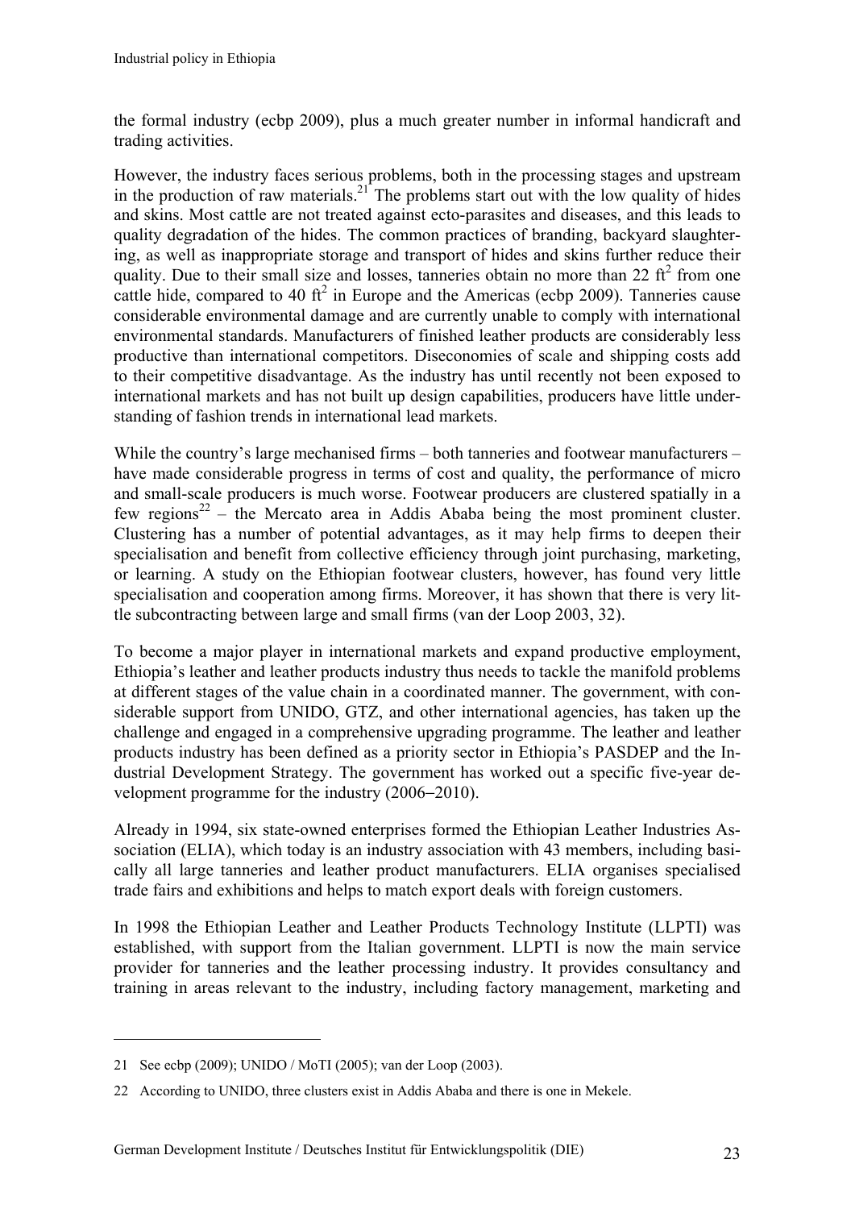the formal industry (ecbp 2009), plus a much greater number in informal handicraft and trading activities.

However, the industry faces serious problems, both in the processing stages and upstream in the production of raw materials.[21] The problems start out with the low quality of hides and skins. Most cattle are not treated against ecto-parasites and diseases, and this leads to quality degradation of the hides. The common practices of branding, backyard slaughtering, as well as inappropriate storage and transport of hides and skins further reduce their quality. Due to their small size and losses, tanneries obtain no more than 22 $ft^2$ from one cattle hide, compared to 40 $ft^2$ in Europe and the Americas (ecbp 2009). Tanneries cause considerable environmental damage and are currently unable to comply with international environmental standards. Manufacturers of finished leather products are considerably less productive than international competitors. Diseconomies of scale and shipping costs add to their competitive disadvantage. As the industry has until recently not been exposed to international markets and has not built up design capabilities, producers have little understanding of fashion trends in international lead markets.

While the country's large mechanised firms – both tanneries and footwear manufacturers – have made considerable progress in terms of cost and quality, the performance of micro and small-scale producers is much worse. Footwear producers are clustered spatially in a few regions[22] – the Mercato area in Addis Ababa being the most prominent cluster. Clustering has a number of potential advantages, as it may help firms to deepen their specialisation and benefit from collective efficiency through joint purchasing, marketing, or learning. A study on the Ethiopian footwear clusters, however, has found very little specialisation and cooperation among firms. Moreover, it has shown that there is very little subcontracting between large and small firms (van der Loop 2003, 32).

To become a major player in international markets and expand productive employment, Ethiopia's leather and leather products industry thus needs to tackle the manifold problems at different stages of the value chain in a coordinated manner. The government, with considerable support from UNIDO, GTZ, and other international agencies, has taken up the challenge and engaged in a comprehensive upgrading programme. The leather and leather products industry has been defined as a priority sector in Ethiopia's PASDEP and the Industrial Development Strategy. The government has worked out a specific five-year development programme for the industry (2006–2010).

Already in 1994, six state-owned enterprises formed the Ethiopian Leather Industries Association (ELIA), which today is an industry association with 43 members, including basically all large tanneries and leather product manufacturers. ELIA organises specialised trade fairs and exhibitions and helps to match export deals with foreign customers.

In 1998 the Ethiopian Leather and Leather Products Technology Institute (LLPTI) was established, with support from the Italian government. LLPTI is now the main service provider for tanneries and the leather processing industry. It provides consultancy and training in areas relevant to the industry, including factory management, marketing and

---

21 See ecbp (2009); UNIDO / MoTI (2005); van der Loop (2003).

22 According to UNIDO, three clusters exist in Addis Ababa and there is one in Mekele.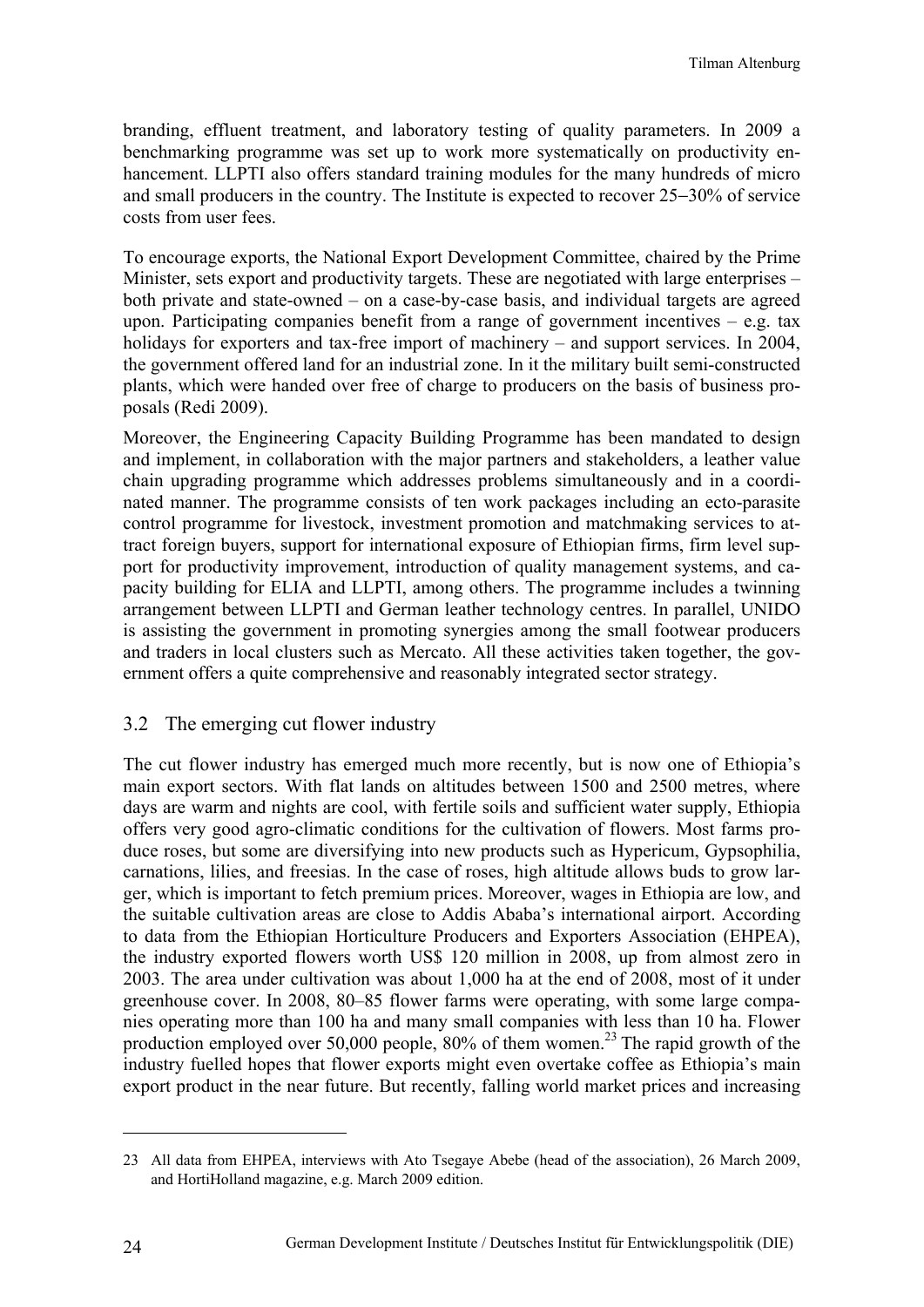branding, effluent treatment, and laboratory testing of quality parameters. In 2009 a benchmarking programme was set up to work more systematically on productivity enhancement. LLPTI also offers standard training modules for the many hundreds of micro and small producers in the country. The Institute is expected to recover 25–30% of service costs from user fees.

To encourage exports, the National Export Development Committee, chaired by the Prime Minister, sets export and productivity targets. These are negotiated with large enterprises – both private and state-owned – on a case-by-case basis, and individual targets are agreed upon. Participating companies benefit from a range of government incentives – e.g. tax holidays for exporters and tax-free import of machinery – and support services. In 2004, the government offered land for an industrial zone. In it the military built semi-constructed plants, which were handed over free of charge to producers on the basis of business proposals (Redi 2009).

Moreover, the Engineering Capacity Building Programme has been mandated to design and implement, in collaboration with the major partners and stakeholders, a leather value chain upgrading programme which addresses problems simultaneously and in a coordinated manner. The programme consists of ten work packages including an ecto-parasite control programme for livestock, investment promotion and matchmaking services to attract foreign buyers, support for international exposure of Ethiopian firms, firm level support for productivity improvement, introduction of quality management systems, and capacity building for ELIA and LLPTI, among others. The programme includes a twinning arrangement between LLPTI and German leather technology centres. In parallel, UNIDO is assisting the government in promoting synergies among the small footwear producers and traders in local clusters such as Mercato. All these activities taken together, the government offers a quite comprehensive and reasonably integrated sector strategy.

## 3.2 The emerging cut flower industry

The cut flower industry has emerged much more recently, but is now one of Ethiopia's main export sectors. With flat lands on altitudes between 1500 and 2500 metres, where days are warm and nights are cool, with fertile soils and sufficient water supply, Ethiopia offers very good agro-climatic conditions for the cultivation of flowers. Most farms produce roses, but some are diversifying into new products such as Hypericum, Gypsophilia, carnations, lilies, and freesias. In the case of roses, high altitude allows buds to grow larger, which is important to fetch premium prices. Moreover, wages in Ethiopia are low, and the suitable cultivation areas are close to Addis Ababa's international airport. According to data from the Ethiopian Horticulture Producers and Exporters Association (EHPEA), the industry exported flowers worth US$ 120 million in 2008, up from almost zero in 2003. The area under cultivation was about 1,000 ha at the end of 2008, most of it under greenhouse cover. In 2008, 80–85 flower farms were operating, with some large companies operating more than 100 ha and many small companies with less than 10 ha. Flower production employed over 50,000 people, 80% of them women.[23] The rapid growth of the industry fuelled hopes that flower exports might even overtake coffee as Ethiopia's main export product in the near future. But recently, falling world market prices and increasing

---

23 All data from EHPEA, interviews with Ato Tsegaye Abebe (head of the association), 26 March 2009, and HortiHolland magazine, e.g. March 2009 edition.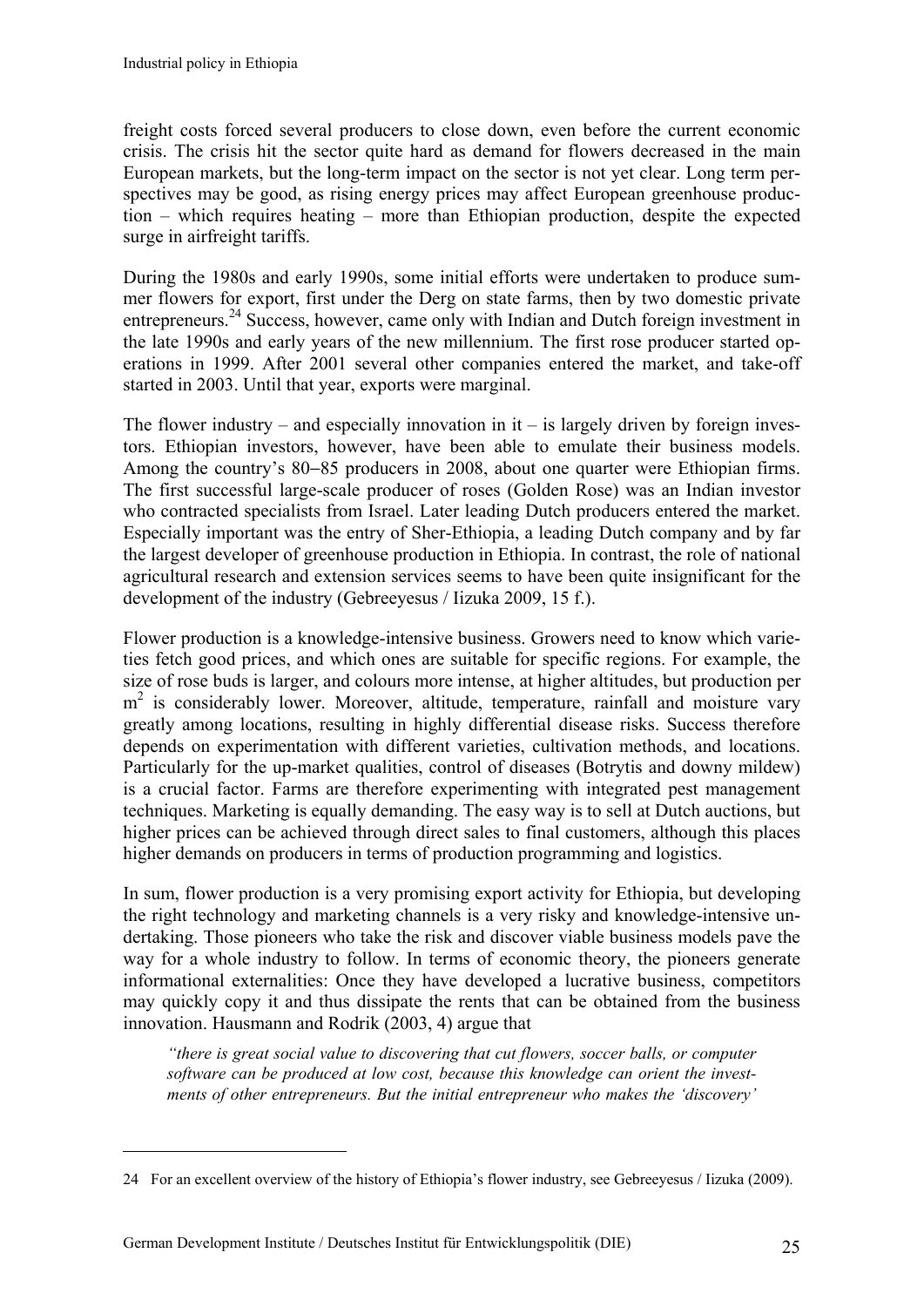freight costs forced several producers to close down, even before the current economic crisis. The crisis hit the sector quite hard as demand for flowers decreased in the main European markets, but the long-term impact on the sector is not yet clear. Long term perspectives may be good, as rising energy prices may affect European greenhouse production – which requires heating – more than Ethiopian production, despite the expected surge in airfreight tariffs.

During the 1980s and early 1990s, some initial efforts were undertaken to produce summer flowers for export, first under the Derg on state farms, then by two domestic private entrepreneurs.[24] Success, however, came only with Indian and Dutch foreign investment in the late 1990s and early years of the new millennium. The first rose producer started operations in 1999. After 2001 several other companies entered the market, and take-off started in 2003. Until that year, exports were marginal.

The flower industry – and especially innovation in it – is largely driven by foreign investors. Ethiopian investors, however, have been able to emulate their business models. Among the country's 80–85 producers in 2008, about one quarter were Ethiopian firms. The first successful large-scale producer of roses (Golden Rose) was an Indian investor who contracted specialists from Israel. Later leading Dutch producers entered the market. Especially important was the entry of Sher-Ethiopia, a leading Dutch company and by far the largest developer of greenhouse production in Ethiopia. In contrast, the role of national agricultural research and extension services seems to have been quite insignificant for the development of the industry (Gebreeyesus / Iizuka 2009, 15 f.).

Flower production is a knowledge-intensive business. Growers need to know which varieties fetch good prices, and which ones are suitable for specific regions. For example, the size of rose buds is larger, and colours more intense, at higher altitudes, but production per $m^2$ is considerably lower. Moreover, altitude, temperature, rainfall and moisture vary greatly among locations, resulting in highly differential disease risks. Success therefore depends on experimentation with different varieties, cultivation methods, and locations. Particularly for the up-market qualities, control of diseases (Botrytis and downy mildew) is a crucial factor. Farms are therefore experimenting with integrated pest management techniques. Marketing is equally demanding. The easy way is to sell at Dutch auctions, but higher prices can be achieved through direct sales to final customers, although this places higher demands on producers in terms of production programming and logistics.

In sum, flower production is a very promising export activity for Ethiopia, but developing the right technology and marketing channels is a very risky and knowledge-intensive undertaking. Those pioneers who take the risk and discover viable business models pave the way for a whole industry to follow. In terms of economic theory, the pioneers generate informational externalities: Once they have developed a lucrative business, competitors may quickly copy it and thus dissipate the rents that can be obtained from the business innovation. Hausmann and Rodrik (2003, 4) argue that

> *"there is great social value to discovering that cut flowers, soccer balls, or computer software can be produced at low cost, because this knowledge can orient the investments of other entrepreneurs. But the initial entrepreneur who makes the 'discovery'*

---

24 For an excellent overview of the history of Ethiopia's flower industry, see Gebreeyesus / Iizuka (2009).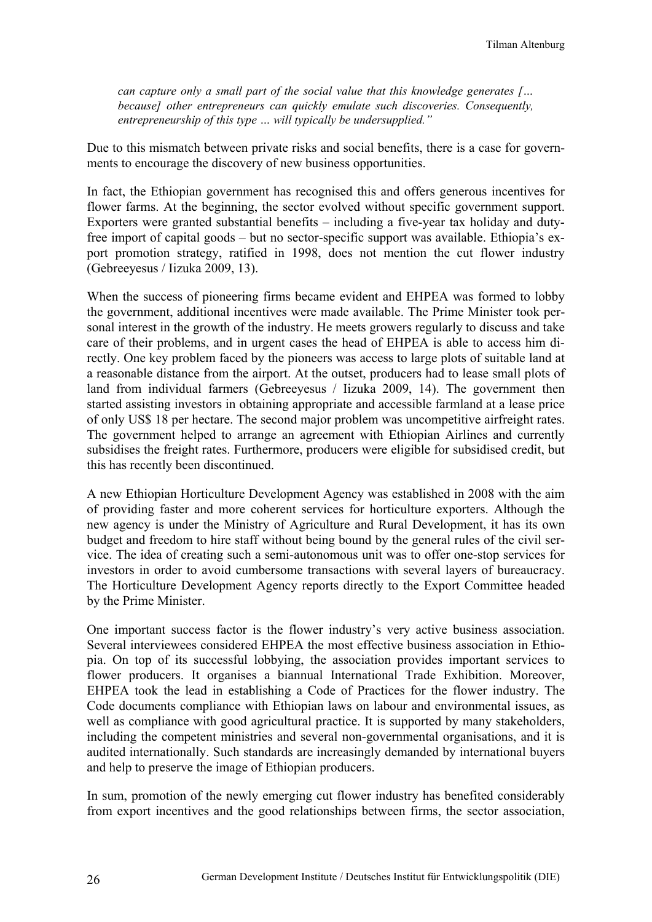*can capture only a small part of the social value that this knowledge generates [… because] other entrepreneurs can quickly emulate such discoveries. Consequently, entrepreneurship of this type … will typically be undersupplied."*

Due to this mismatch between private risks and social benefits, there is a case for governments to encourage the discovery of new business opportunities.

In fact, the Ethiopian government has recognised this and offers generous incentives for flower farms. At the beginning, the sector evolved without specific government support. Exporters were granted substantial benefits – including a five-year tax holiday and duty-free import of capital goods – but no sector-specific support was available. Ethiopia's export promotion strategy, ratified in 1998, does not mention the cut flower industry (Gebreeyesus / Iizuka 2009, 13).

When the success of pioneering firms became evident and EHPEA was formed to lobby the government, additional incentives were made available. The Prime Minister took personal interest in the growth of the industry. He meets growers regularly to discuss and take care of their problems, and in urgent cases the head of EHPEA is able to access him directly. One key problem faced by the pioneers was access to large plots of suitable land at a reasonable distance from the airport. At the outset, producers had to lease small plots of land from individual farmers (Gebreeyesus / Iizuka 2009, 14). The government then started assisting investors in obtaining appropriate and accessible farmland at a lease price of only US$ 18 per hectare. The second major problem was uncompetitive airfreight rates. The government helped to arrange an agreement with Ethiopian Airlines and currently subsidises the freight rates. Furthermore, producers were eligible for subsidised credit, but this has recently been discontinued.

A new Ethiopian Horticulture Development Agency was established in 2008 with the aim of providing faster and more coherent services for horticulture exporters. Although the new agency is under the Ministry of Agriculture and Rural Development, it has its own budget and freedom to hire staff without being bound by the general rules of the civil service. The idea of creating such a semi-autonomous unit was to offer one-stop services for investors in order to avoid cumbersome transactions with several layers of bureaucracy. The Horticulture Development Agency reports directly to the Export Committee headed by the Prime Minister.

One important success factor is the flower industry's very active business association. Several interviewees considered EHPEA the most effective business association in Ethiopia. On top of its successful lobbying, the association provides important services to flower producers. It organises a biannual International Trade Exhibition. Moreover, EHPEA took the lead in establishing a Code of Practices for the flower industry. The Code documents compliance with Ethiopian laws on labour and environmental issues, as well as compliance with good agricultural practice. It is supported by many stakeholders, including the competent ministries and several non-governmental organisations, and it is audited internationally. Such standards are increasingly demanded by international buyers and help to preserve the image of Ethiopian producers.

In sum, promotion of the newly emerging cut flower industry has benefited considerably from export incentives and the good relationships between firms, the sector association,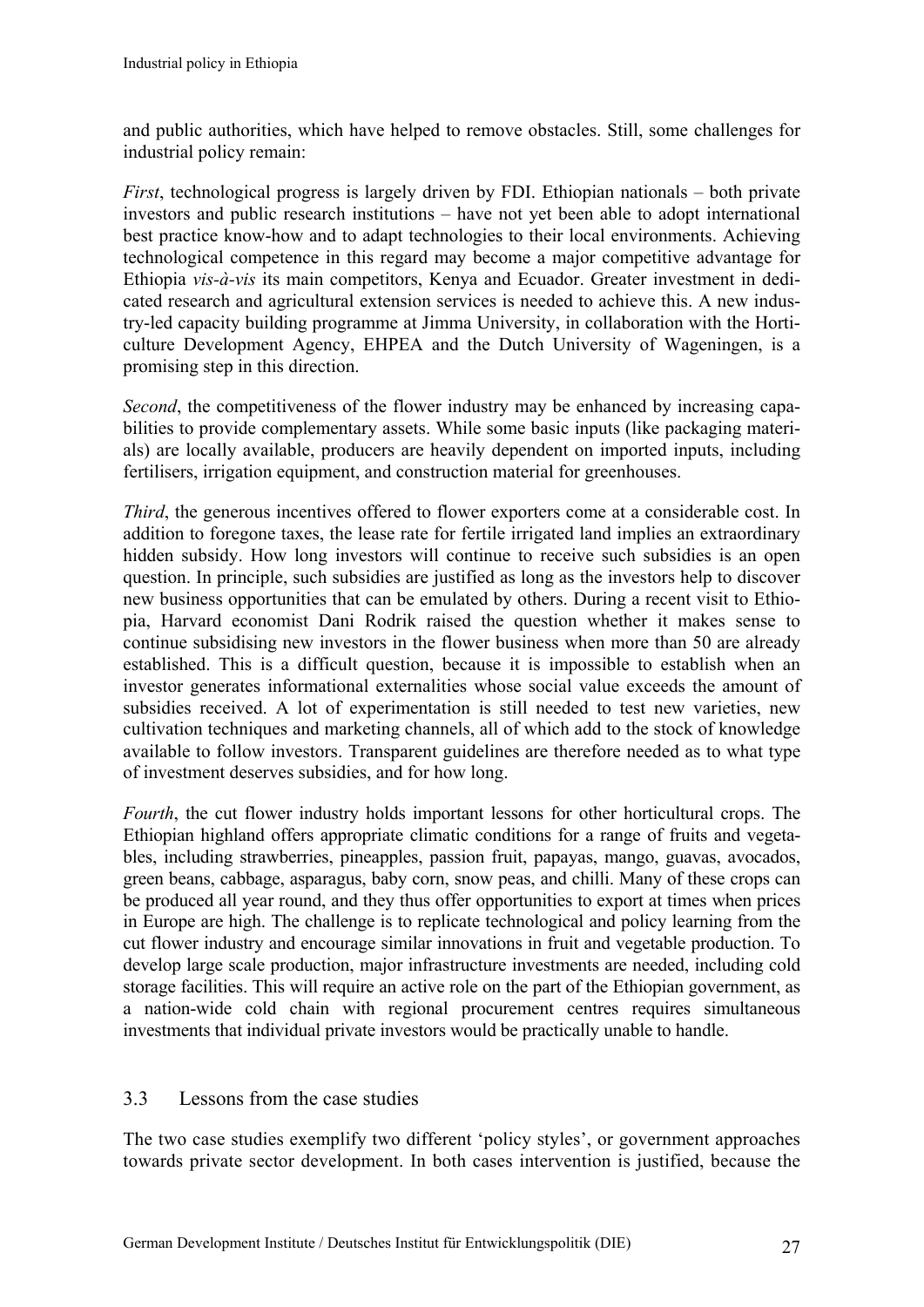and public authorities, which have helped to remove obstacles. Still, some challenges for industrial policy remain:

*First*, technological progress is largely driven by FDI. Ethiopian nationals – both private investors and public research institutions – have not yet been able to adopt international best practice know-how and to adapt technologies to their local environments. Achieving technological competence in this regard may become a major competitive advantage for Ethiopia *vis-à-vis* its main competitors, Kenya and Ecuador. Greater investment in dedicated research and agricultural extension services is needed to achieve this. A new industry-led capacity building programme at Jimma University, in collaboration with the Horticulture Development Agency, EHPEA and the Dutch University of Wageningen, is a promising step in this direction.

*Second*, the competitiveness of the flower industry may be enhanced by increasing capabilities to provide complementary assets. While some basic inputs (like packaging materials) are locally available, producers are heavily dependent on imported inputs, including fertilisers, irrigation equipment, and construction material for greenhouses.

*Third*, the generous incentives offered to flower exporters come at a considerable cost. In addition to foregone taxes, the lease rate for fertile irrigated land implies an extraordinary hidden subsidy. How long investors will continue to receive such subsidies is an open question. In principle, such subsidies are justified as long as the investors help to discover new business opportunities that can be emulated by others. During a recent visit to Ethiopia, Harvard economist Dani Rodrik raised the question whether it makes sense to continue subsidising new investors in the flower business when more than 50 are already established. This is a difficult question, because it is impossible to establish when an investor generates informational externalities whose social value exceeds the amount of subsidies received. A lot of experimentation is still needed to test new varieties, new cultivation techniques and marketing channels, all of which add to the stock of knowledge available to follow investors. Transparent guidelines are therefore needed as to what type of investment deserves subsidies, and for how long.

*Fourth*, the cut flower industry holds important lessons for other horticultural crops. The Ethiopian highland offers appropriate climatic conditions for a range of fruits and vegetables, including strawberries, pineapples, passion fruit, papayas, mango, guavas, avocados, green beans, cabbage, asparagus, baby corn, snow peas, and chilli. Many of these crops can be produced all year round, and they thus offer opportunities to export at times when prices in Europe are high. The challenge is to replicate technological and policy learning from the cut flower industry and encourage similar innovations in fruit and vegetable production. To develop large scale production, major infrastructure investments are needed, including cold storage facilities. This will require an active role on the part of the Ethiopian government, as a nation-wide cold chain with regional procurement centres requires simultaneous investments that individual private investors would be practically unable to handle.

## 3.3 Lessons from the case studies

The two case studies exemplify two different 'policy styles', or government approaches towards private sector development. In both cases intervention is justified, because the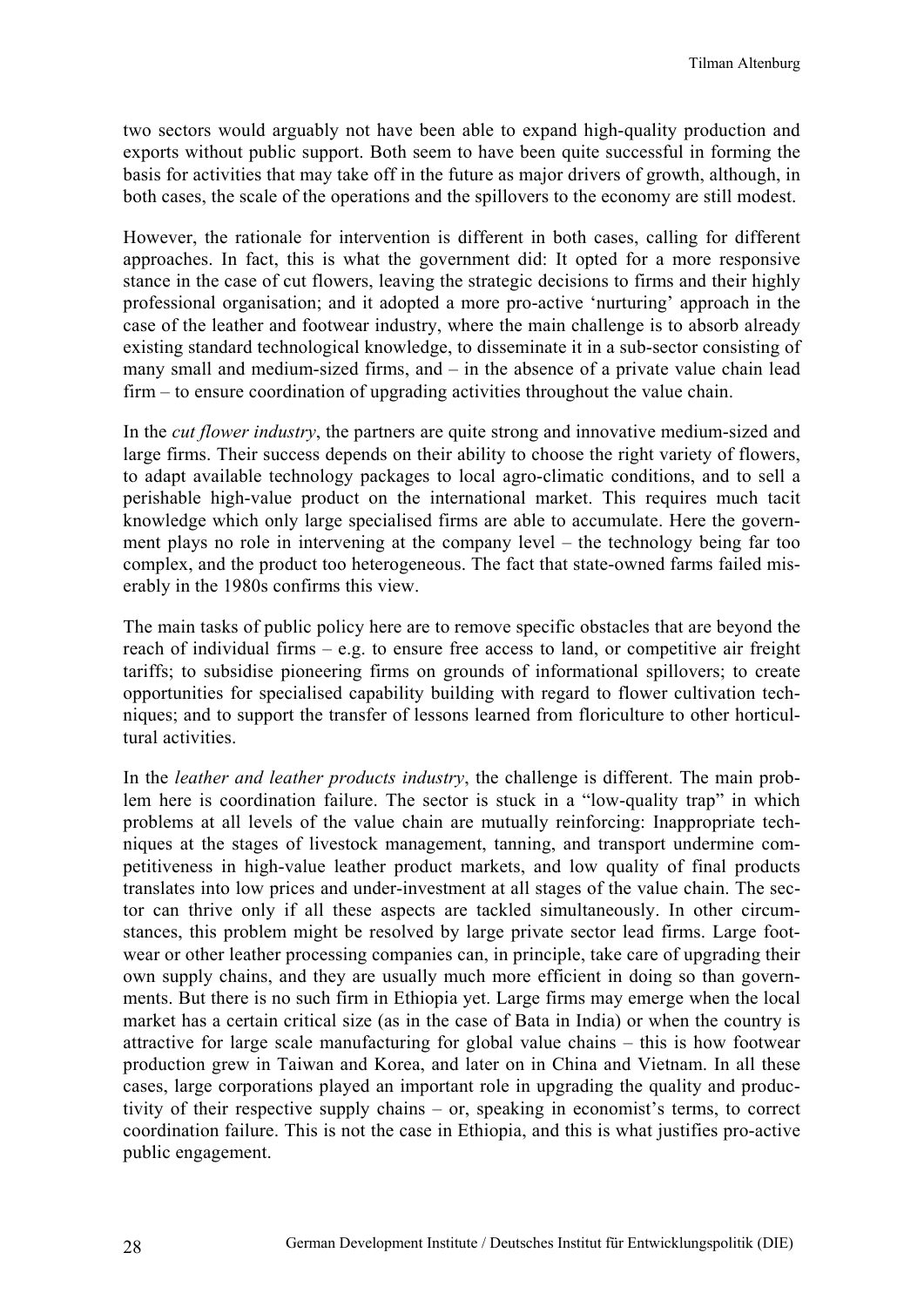two sectors would arguably not have been able to expand high-quality production and exports without public support. Both seem to have been quite successful in forming the basis for activities that may take off in the future as major drivers of growth, although, in both cases, the scale of the operations and the spillovers to the economy are still modest.

However, the rationale for intervention is different in both cases, calling for different approaches. In fact, this is what the government did: It opted for a more responsive stance in the case of cut flowers, leaving the strategic decisions to firms and their highly professional organisation; and it adopted a more pro-active 'nurturing' approach in the case of the leather and footwear industry, where the main challenge is to absorb already existing standard technological knowledge, to disseminate it in a sub-sector consisting of many small and medium-sized firms, and – in the absence of a private value chain lead firm – to ensure coordination of upgrading activities throughout the value chain.

In the *cut flower industry*, the partners are quite strong and innovative medium-sized and large firms. Their success depends on their ability to choose the right variety of flowers, to adapt available technology packages to local agro-climatic conditions, and to sell a perishable high-value product on the international market. This requires much tacit knowledge which only large specialised firms are able to accumulate. Here the government plays no role in intervening at the company level – the technology being far too complex, and the product too heterogeneous. The fact that state-owned farms failed miserably in the 1980s confirms this view.

The main tasks of public policy here are to remove specific obstacles that are beyond the reach of individual firms – e.g. to ensure free access to land, or competitive air freight tariffs; to subsidise pioneering firms on grounds of informational spillovers; to create opportunities for specialised capability building with regard to flower cultivation techniques; and to support the transfer of lessons learned from floriculture to other horticultural activities.

In the *leather and leather products industry*, the challenge is different. The main problem here is coordination failure. The sector is stuck in a "low-quality trap" in which problems at all levels of the value chain are mutually reinforcing: Inappropriate techniques at the stages of livestock management, tanning, and transport undermine competitiveness in high-value leather product markets, and low quality of final products translates into low prices and under-investment at all stages of the value chain. The sector can thrive only if all these aspects are tackled simultaneously. In other circumstances, this problem might be resolved by large private sector lead firms. Large footwear or other leather processing companies can, in principle, take care of upgrading their own supply chains, and they are usually much more efficient in doing so than governments. But there is no such firm in Ethiopia yet. Large firms may emerge when the local market has a certain critical size (as in the case of Bata in India) or when the country is attractive for large scale manufacturing for global value chains – this is how footwear production grew in Taiwan and Korea, and later on in China and Vietnam. In all these cases, large corporations played an important role in upgrading the quality and productivity of their respective supply chains – or, speaking in economist's terms, to correct coordination failure. This is not the case in Ethiopia, and this is what justifies pro-active public engagement.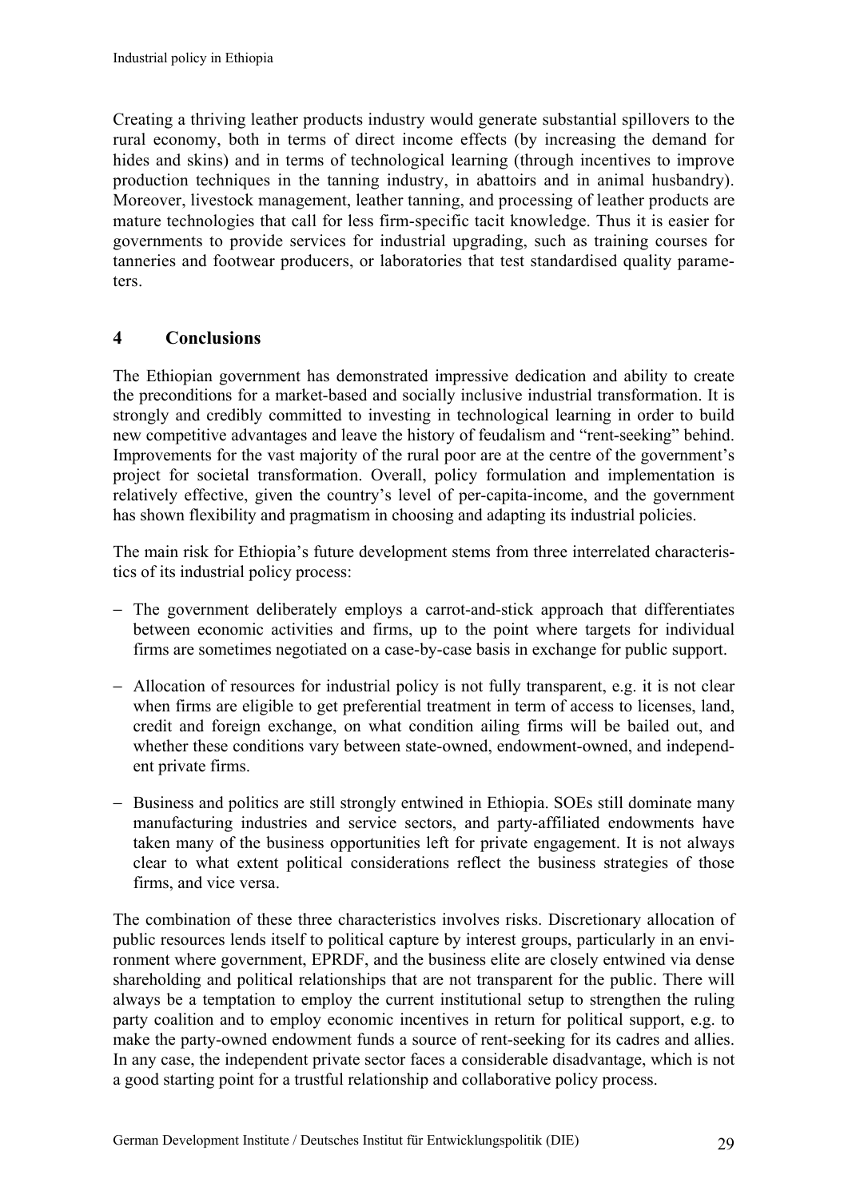Creating a thriving leather products industry would generate substantial spillovers to the rural economy, both in terms of direct income effects (by increasing the demand for hides and skins) and in terms of technological learning (through incentives to improve production techniques in the tanning industry, in abattoirs and in animal husbandry). Moreover, livestock management, leather tanning, and processing of leather products are mature technologies that call for less firm-specific tacit knowledge. Thus it is easier for governments to provide services for industrial upgrading, such as training courses for tanneries and footwear producers, or laboratories that test standardised quality parameters.

## 4 Conclusions

The Ethiopian government has demonstrated impressive dedication and ability to create the preconditions for a market-based and socially inclusive industrial transformation. It is strongly and credibly committed to investing in technological learning in order to build new competitive advantages and leave the history of feudalism and "rent-seeking" behind. Improvements for the vast majority of the rural poor are at the centre of the government's project for societal transformation. Overall, policy formulation and implementation is relatively effective, given the country's level of per-capita-income, and the government has shown flexibility and pragmatism in choosing and adapting its industrial policies.

The main risk for Ethiopia's future development stems from three interrelated characteristics of its industrial policy process:

- The government deliberately employs a carrot-and-stick approach that differentiates between economic activities and firms, up to the point where targets for individual firms are sometimes negotiated on a case-by-case basis in exchange for public support.
- Allocation of resources for industrial policy is not fully transparent, e.g. it is not clear when firms are eligible to get preferential treatment in term of access to licenses, land, credit and foreign exchange, on what condition ailing firms will be bailed out, and whether these conditions vary between state-owned, endowment-owned, and independent private firms.
- Business and politics are still strongly entwined in Ethiopia. SOEs still dominate many manufacturing industries and service sectors, and party-affiliated endowments have taken many of the business opportunities left for private engagement. It is not always clear to what extent political considerations reflect the business strategies of those firms, and vice versa.

The combination of these three characteristics involves risks. Discretionary allocation of public resources lends itself to political capture by interest groups, particularly in an environment where government, EPRDF, and the business elite are closely entwined via dense shareholding and political relationships that are not transparent for the public. There will always be a temptation to employ the current institutional setup to strengthen the ruling party coalition and to employ economic incentives in return for political support, e.g. to make the party-owned endowment funds a source of rent-seeking for its cadres and allies. In any case, the independent private sector faces a considerable disadvantage, which is not a good starting point for a trustful relationship and collaborative policy process.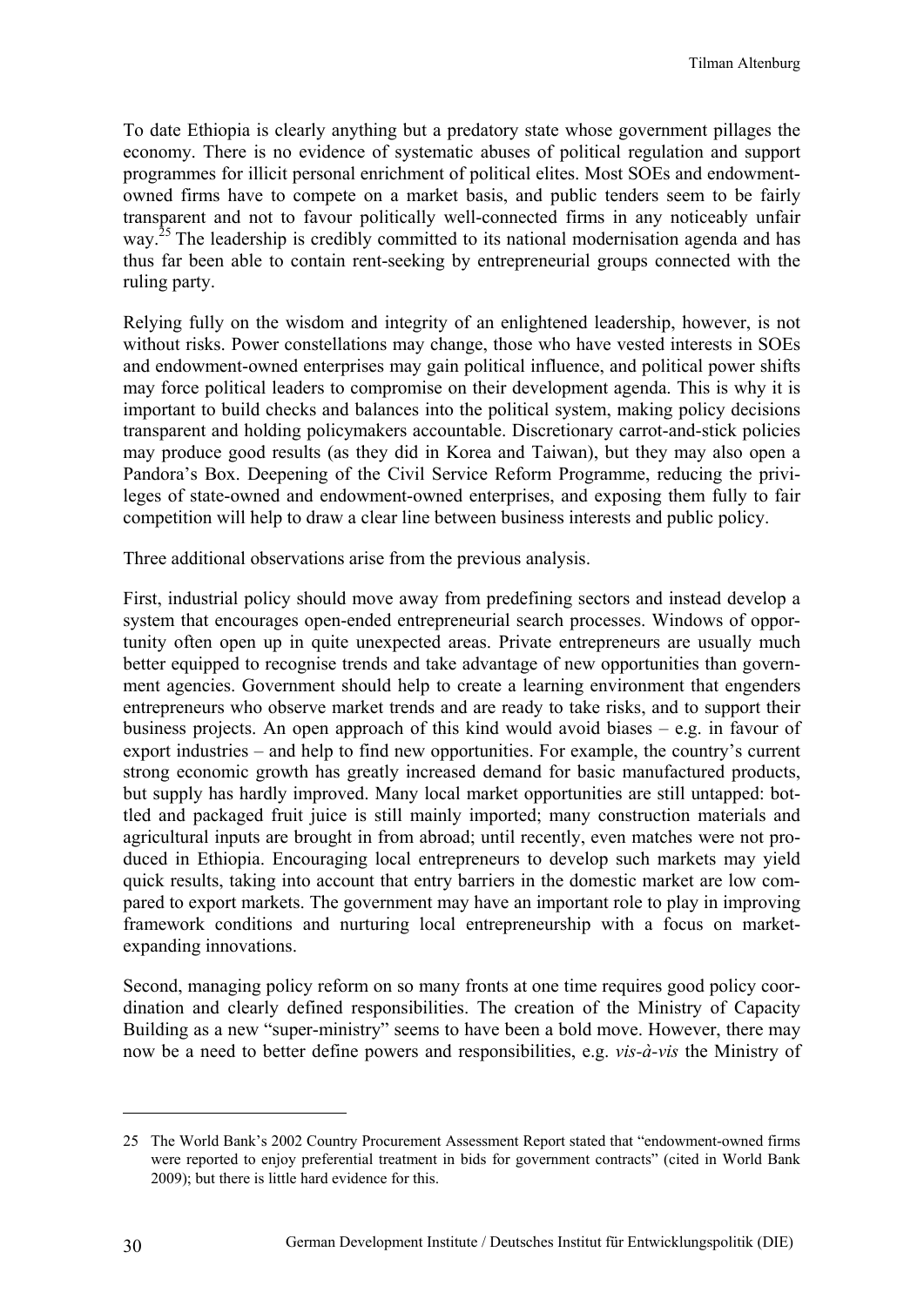To date Ethiopia is clearly anything but a predatory state whose government pillages the economy. There is no evidence of systematic abuses of political regulation and support programmes for illicit personal enrichment of political elites. Most SOEs and endowment-owned firms have to compete on a market basis, and public tenders seem to be fairly transparent and not to favour politically well-connected firms in any noticeably unfair way.[25] The leadership is credibly committed to its national modernisation agenda and has thus far been able to contain rent-seeking by entrepreneurial groups connected with the ruling party.

Relying fully on the wisdom and integrity of an enlightened leadership, however, is not without risks. Power constellations may change, those who have vested interests in SOEs and endowment-owned enterprises may gain political influence, and political power shifts may force political leaders to compromise on their development agenda. This is why it is important to build checks and balances into the political system, making policy decisions transparent and holding policymakers accountable. Discretionary carrot-and-stick policies may produce good results (as they did in Korea and Taiwan), but they may also open a Pandora's Box. Deepening of the Civil Service Reform Programme, reducing the privileges of state-owned and endowment-owned enterprises, and exposing them fully to fair competition will help to draw a clear line between business interests and public policy.

Three additional observations arise from the previous analysis.

First, industrial policy should move away from predefining sectors and instead develop a system that encourages open-ended entrepreneurial search processes. Windows of opportunity often open up in quite unexpected areas. Private entrepreneurs are usually much better equipped to recognise trends and take advantage of new opportunities than government agencies. Government should help to create a learning environment that engenders entrepreneurs who observe market trends and are ready to take risks, and to support their business projects. An open approach of this kind would avoid biases – e.g. in favour of export industries – and help to find new opportunities. For example, the country's current strong economic growth has greatly increased demand for basic manufactured products, but supply has hardly improved. Many local market opportunities are still untapped: bottled and packaged fruit juice is still mainly imported; many construction materials and agricultural inputs are brought in from abroad; until recently, even matches were not produced in Ethiopia. Encouraging local entrepreneurs to develop such markets may yield quick results, taking into account that entry barriers in the domestic market are low compared to export markets. The government may have an important role to play in improving framework conditions and nurturing local entrepreneurship with a focus on market-expanding innovations.

Second, managing policy reform on so many fronts at one time requires good policy coordination and clearly defined responsibilities. The creation of the Ministry of Capacity Building as a new "super-ministry" seems to have been a bold move. However, there may now be a need to better define powers and responsibilities, e.g. *vis-à-vis* the Ministry of

---

25 The World Bank's 2002 Country Procurement Assessment Report stated that "endowment-owned firms were reported to enjoy preferential treatment in bids for government contracts" (cited in World Bank 2009); but there is little hard evidence for this.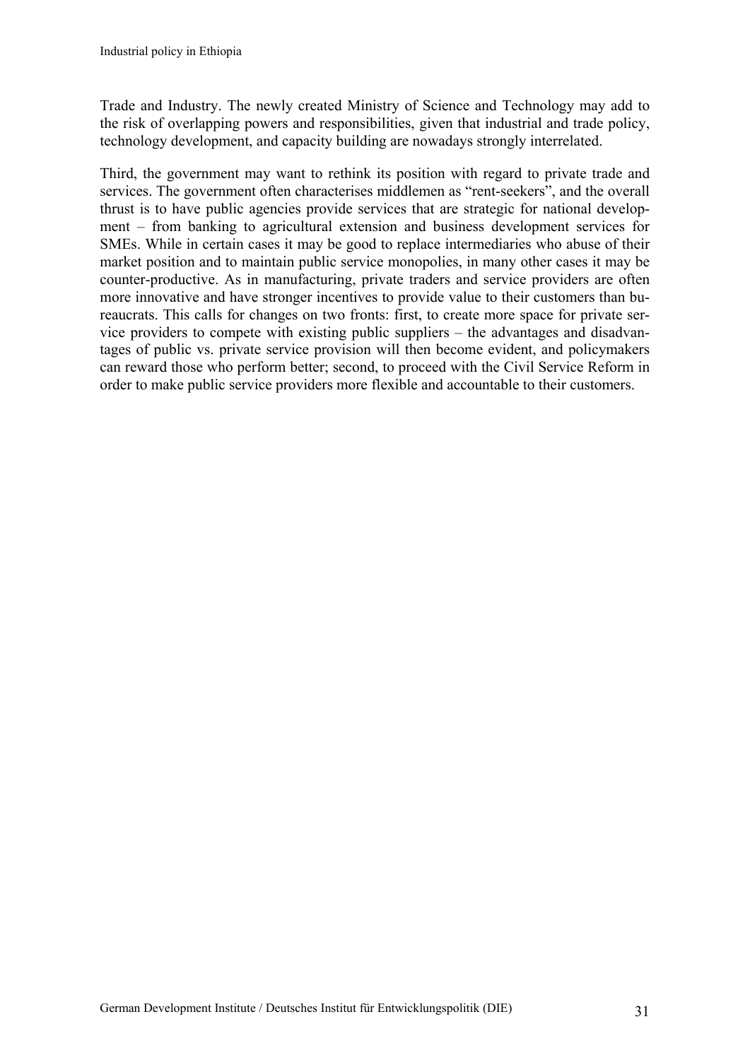Trade and Industry. The newly created Ministry of Science and Technology may add to the risk of overlapping powers and responsibilities, given that industrial and trade policy, technology development, and capacity building are nowadays strongly interrelated.

Third, the government may want to rethink its position with regard to private trade and services. The government often characterises middlemen as "rent-seekers", and the overall thrust is to have public agencies provide services that are strategic for national development – from banking to agricultural extension and business development services for SMEs. While in certain cases it may be good to replace intermediaries who abuse of their market position and to maintain public service monopolies, in many other cases it may be counter-productive. As in manufacturing, private traders and service providers are often more innovative and have stronger incentives to provide value to their customers than bureaucrats. This calls for changes on two fronts: first, to create more space for private service providers to compete with existing public suppliers – the advantages and disadvantages of public vs. private service provision will then become evident, and policymakers can reward those who perform better; second, to proceed with the Civil Service Reform in order to make public service providers more flexible and accountable to their customers.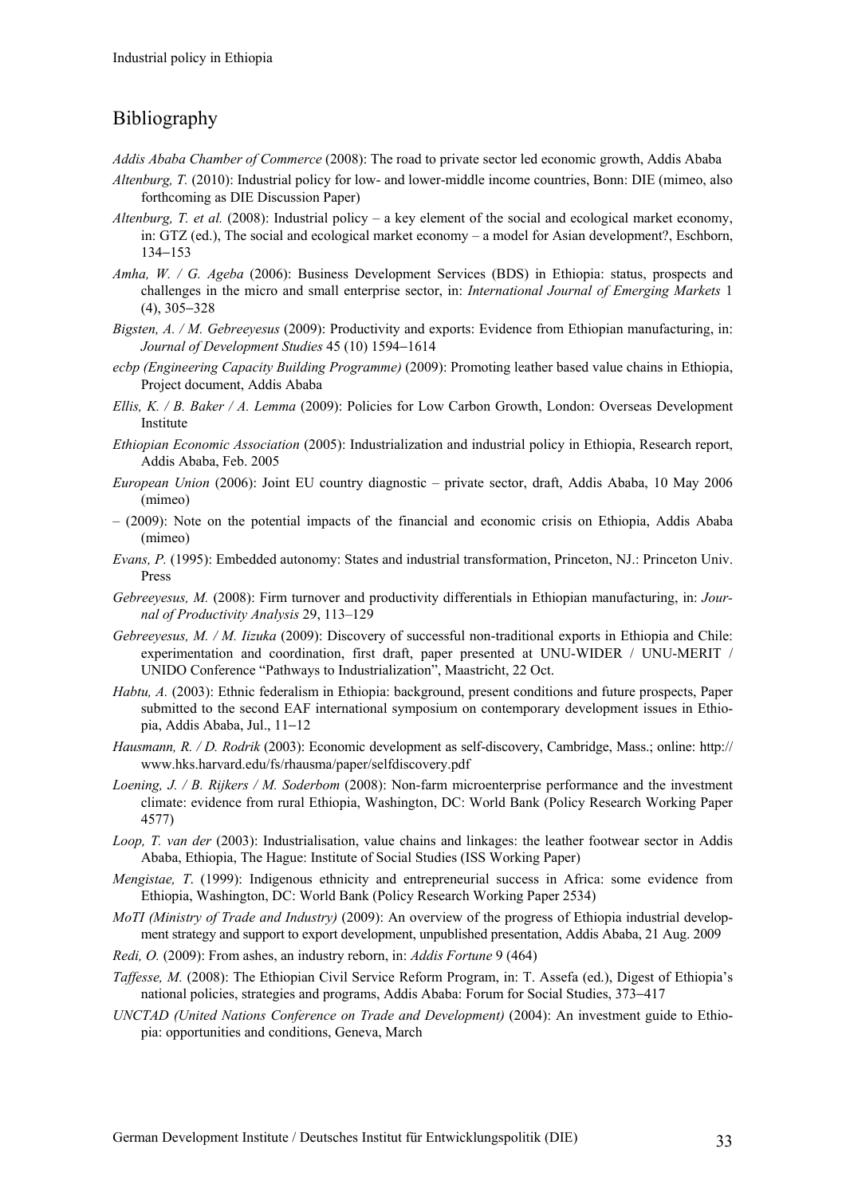## Bibliography

*Addis Ababa Chamber of Commerce* (2008): The road to private sector led economic growth, Addis Ababa

*Altenburg, T.* (2010): Industrial policy for low- and lower-middle income countries, Bonn: DIE (mimeo, also forthcoming as DIE Discussion Paper)

*Altenburg, T. et al.* (2008): Industrial policy – a key element of the social and ecological market economy, in: GTZ (ed.), The social and ecological market economy – a model for Asian development?, Eschborn, 134–153

*Amha, W. / G. Ageba* (2006): Business Development Services (BDS) in Ethiopia: status, prospects and challenges in the micro and small enterprise sector, in: *International Journal of Emerging Markets* 1 (4), 305–328

*Bigsten, A. / M. Gebreeyesus* (2009): Productivity and exports: Evidence from Ethiopian manufacturing, in: *Journal of Development Studies* 45 (10) 1594–1614

*ecbp (Engineering Capacity Building Programme)* (2009): Promoting leather based value chains in Ethiopia, Project document, Addis Ababa

*Ellis, K. / B. Baker / A. Lemma* (2009): Policies for Low Carbon Growth, London: Overseas Development Institute

*Ethiopian Economic Association* (2005): Industrialization and industrial policy in Ethiopia, Research report, Addis Ababa, Feb. 2005

*European Union* (2006): Joint EU country diagnostic – private sector, draft, Addis Ababa, 10 May 2006 (mimeo)

– (2009): Note on the potential impacts of the financial and economic crisis on Ethiopia, Addis Ababa (mimeo)

*Evans, P.* (1995): Embedded autonomy: States and industrial transformation, Princeton, NJ.: Princeton Univ. Press

*Gebreeyesus, M.* (2008): Firm turnover and productivity differentials in Ethiopian manufacturing, in: *Journal of Productivity Analysis* 29, 113–129

*Gebreeyesus, M. / M. Iizuka* (2009): Discovery of successful non-traditional exports in Ethiopia and Chile: experimentation and coordination, first draft, paper presented at UNU-WIDER / UNU-MERIT / UNIDO Conference "Pathways to Industrialization", Maastricht, 22 Oct.

*Habtu, A.* (2003): Ethnic federalism in Ethiopia: background, present conditions and future prospects, Paper submitted to the second EAF international symposium on contemporary development issues in Ethiopia, Addis Ababa, Jul., 11–12

*Hausmann, R. / D. Rodrik* (2003): Economic development as self-discovery, Cambridge, Mass.; online: http://www.hks.harvard.edu/fs/rhausma/paper/selfdiscovery.pdf

*Loening, J. / B. Rijkers / M. Soderbom* (2008): Non-farm microenterprise performance and the investment climate: evidence from rural Ethiopia, Washington, DC: World Bank (Policy Research Working Paper 4577)

*Loop, T. van der* (2003): Industrialisation, value chains and linkages: the leather footwear sector in Addis Ababa, Ethiopia, The Hague: Institute of Social Studies (ISS Working Paper)

*Mengistae, T.* (1999): Indigenous ethnicity and entrepreneurial success in Africa: some evidence from Ethiopia, Washington, DC: World Bank (Policy Research Working Paper 2534)

*MoTI (Ministry of Trade and Industry)* (2009): An overview of the progress of Ethiopia industrial development strategy and support to export development, unpublished presentation, Addis Ababa, 21 Aug. 2009

*Redi, O.* (2009): From ashes, an industry reborn, in: *Addis Fortune* 9 (464)

*Taffesse, M.* (2008): The Ethiopian Civil Service Reform Program, in: T. Assefa (ed.), Digest of Ethiopia's national policies, strategies and programs, Addis Ababa: Forum for Social Studies, 373–417

*UNCTAD (United Nations Conference on Trade and Development)* (2004): An investment guide to Ethiopia: opportunities and conditions, Geneva, March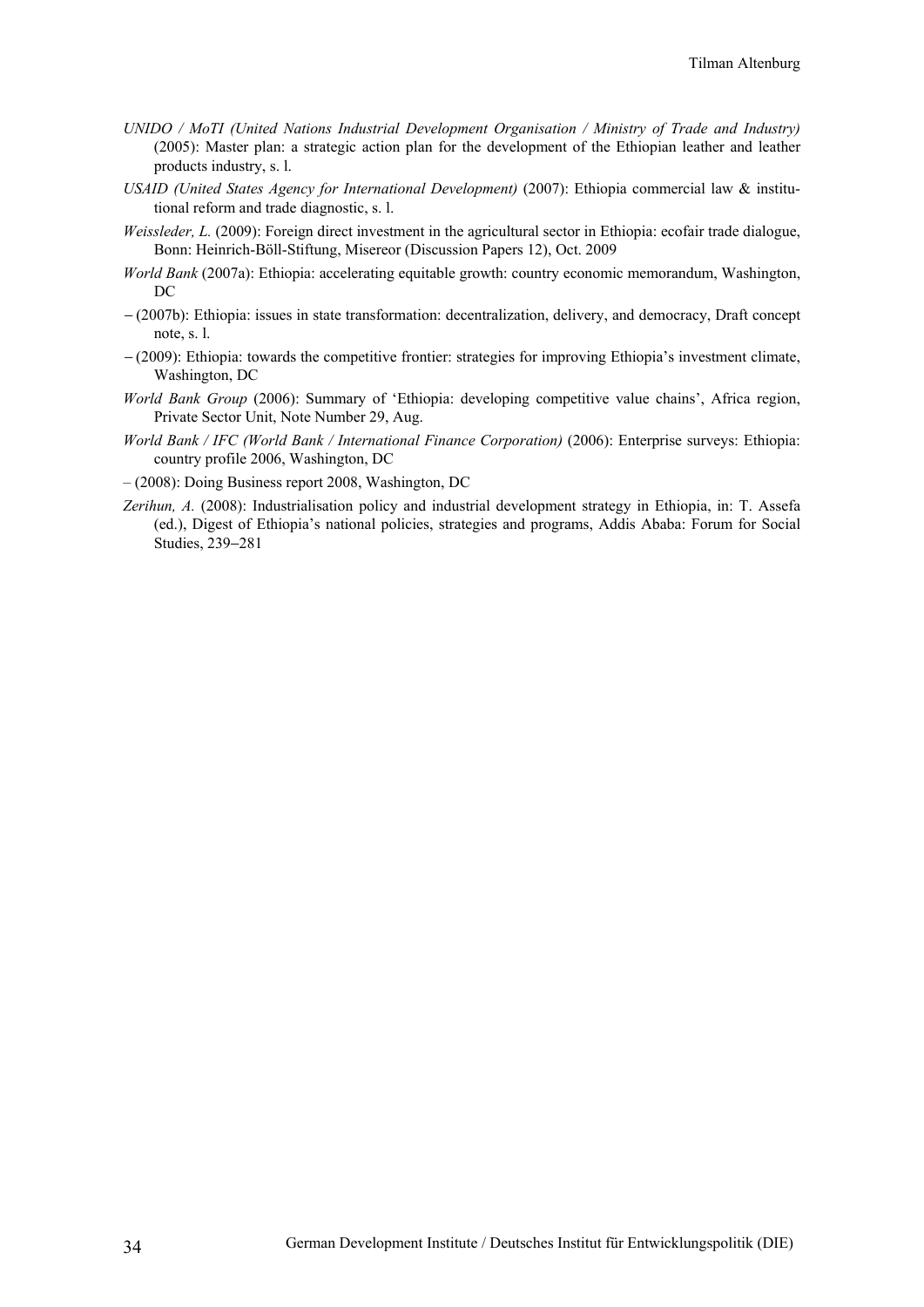*UNIDO / MoTI (United Nations Industrial Development Organisation / Ministry of Trade and Industry)* (2005): Master plan: a strategic action plan for the development of the Ethiopian leather and leather products industry, s. l.

*USAID (United States Agency for International Development)* (2007): Ethiopia commercial law & institutional reform and trade diagnostic, s. l.

*Weissleder, L.* (2009): Foreign direct investment in the agricultural sector in Ethiopia: ecofair trade dialogue, Bonn: Heinrich-Böll-Stiftung, Misereor (Discussion Papers 12), Oct. 2009

*World Bank* (2007a): Ethiopia: accelerating equitable growth: country economic memorandum, Washington, DC

– (2007b): Ethiopia: issues in state transformation: decentralization, delivery, and democracy, Draft concept note, s. l.

– (2009): Ethiopia: towards the competitive frontier: strategies for improving Ethiopia's investment climate, Washington, DC

*World Bank Group* (2006): Summary of 'Ethiopia: developing competitive value chains', Africa region, Private Sector Unit, Note Number 29, Aug.

*World Bank / IFC (World Bank / International Finance Corporation)* (2006): Enterprise surveys: Ethiopia: country profile 2006, Washington, DC

– (2008): Doing Business report 2008, Washington, DC

*Zerihun, A.* (2008): Industrialisation policy and industrial development strategy in Ethiopia, in: T. Assefa (ed.), Digest of Ethiopia's national policies, strategies and programs, Addis Ababa: Forum for Social Studies, 239–281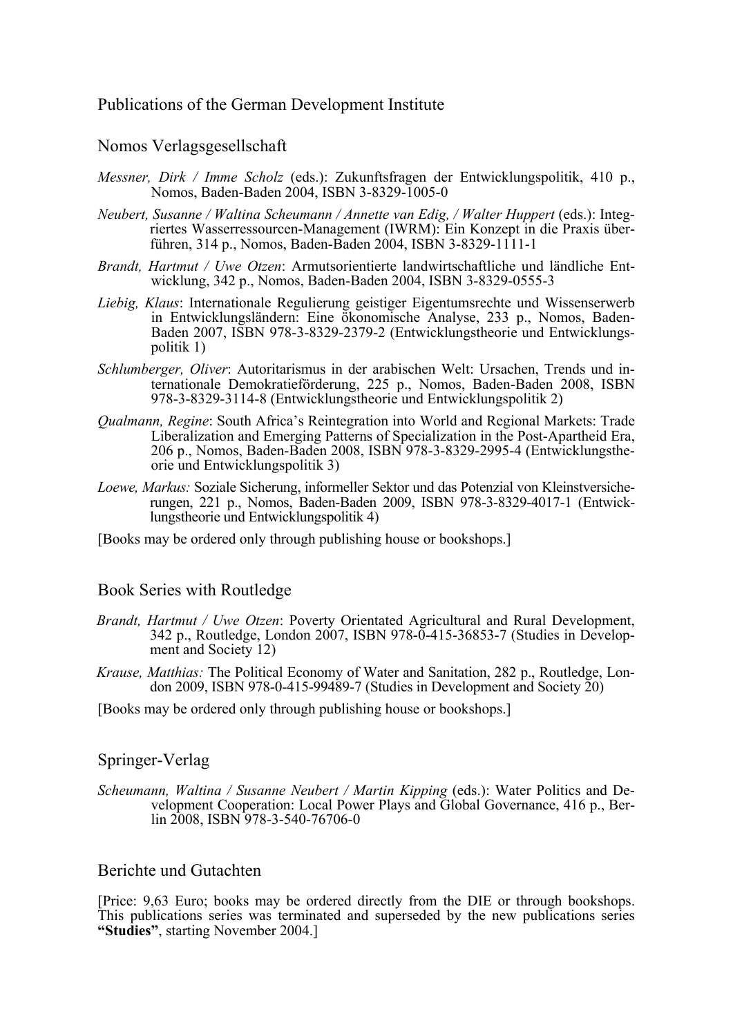## Publications of the German Development Institute

### Nomos Verlagsgesellschaft

*Messner, Dirk / Imme Scholz* (eds.): Zukunftsfragen der Entwicklungspolitik, 410 p., Nomos, Baden-Baden 2004, ISBN 3-8329-1005-0

*Neubert, Susanne / Waltina Scheumann / Annette van Edig, / Walter Huppert* (eds.): Integriertes Wasserressourcen-Management (IWRM): Ein Konzept in die Praxis überführen, 314 p., Nomos, Baden-Baden 2004, ISBN 3-8329-1111-1

*Brandt, Hartmut / Uwe Otzen*: Armutsorientierte landwirtschaftliche und ländliche Entwicklung, 342 p., Nomos, Baden-Baden 2004, ISBN 3-8329-0555-3

*Liebig, Klaus*: Internationale Regulierung geistiger Eigentumsrechte und Wissenserwerb in Entwicklungsländern: Eine ökonomische Analyse, 233 p., Nomos, Baden-Baden 2007, ISBN 978-3-8329-2379-2 (Entwicklungstheorie und Entwicklungspolitik 1)

*Schlumberger, Oliver*: Autoritarismus in der arabischen Welt: Ursachen, Trends und internationale Demokratieförderung, 225 p., Nomos, Baden-Baden 2008, ISBN 978-3-8329-3114-8 (Entwicklungstheorie und Entwicklungspolitik 2)

*Qualmann, Regine*: South Africa's Reintegration into World and Regional Markets: Trade Liberalization and Emerging Patterns of Specialization in the Post-Apartheid Era, 206 p., Nomos, Baden-Baden 2008, ISBN 978-3-8329-2995-4 (Entwicklungstheorie und Entwicklungspolitik 3)

*Loewe, Markus:* Soziale Sicherung, informeller Sektor und das Potenzial von Kleinstversicherungen, 221 p., Nomos, Baden-Baden 2009, ISBN 978-3-8329-4017-1 (Entwicklungstheorie und Entwicklungspolitik 4)

[Books may be ordered only through publishing house or bookshops.]

### Book Series with Routledge

*Brandt, Hartmut / Uwe Otzen*: Poverty Orientated Agricultural and Rural Development, 342 p., Routledge, London 2007, ISBN 978-0-415-36853-7 (Studies in Development and Society 12)

*Krause, Matthias:* The Political Economy of Water and Sanitation, 282 p., Routledge, London 2009, ISBN 978-0-415-99489-7 (Studies in Development and Society 20)

[Books may be ordered only through publishing house or bookshops.]

### Springer-Verlag

*Scheumann, Waltina / Susanne Neubert / Martin Kipping* (eds.): Water Politics and Development Cooperation: Local Power Plays and Global Governance, 416 p., Berlin 2008, ISBN 978-3-540-76706-0

### Berichte und Gutachten

[Price: 9,63 Euro; books may be ordered directly from the DIE or through bookshops. This publications series was terminated and superseded by the new publications series **"Studies"**, starting November 2004.]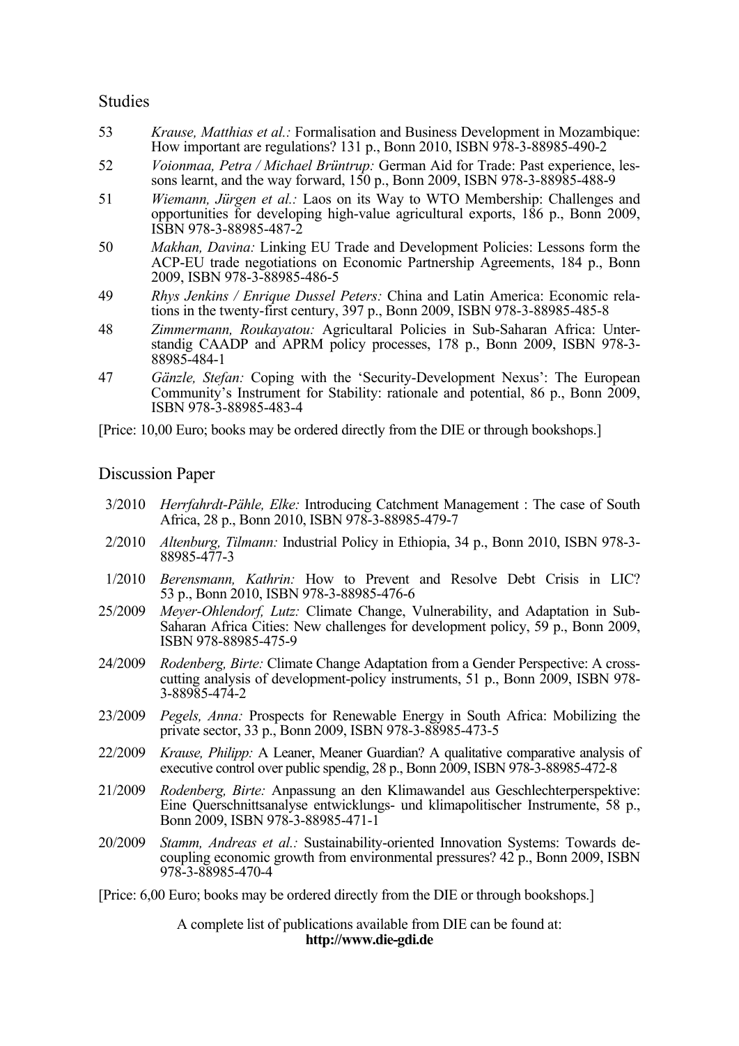## Studies

53 *Krause, Matthias et al.:* Formalisation and Business Development in Mozambique: How important are regulations? 131 p., Bonn 2010, ISBN 978-3-88985-490-2

52 *Voionmaa, Petra / Michael Brüntrup:* German Aid for Trade: Past experience, lessons learnt, and the way forward, 150 p., Bonn 2009, ISBN 978-3-88985-488-9

51 *Wiemann, Jürgen et al.:* Laos on its Way to WTO Membership: Challenges and opportunities for developing high-value agricultural exports, 186 p., Bonn 2009, ISBN 978-3-88985-487-2

50 *Makhan, Davina:* Linking EU Trade and Development Policies: Lessons form the ACP-EU trade negotiations on Economic Partnership Agreements, 184 p., Bonn 2009, ISBN 978-3-88985-486-5

49 *Rhys Jenkins / Enrique Dussel Peters:* China and Latin America: Economic relations in the twenty-first century, 397 p., Bonn 2009, ISBN 978-3-88985-485-8

48 *Zimmermann, Roukayatou:* Agricultaral Policies in Sub-Saharan Africa: Understandig CAADP and APRM policy processes, 178 p., Bonn 2009, ISBN 978-3-88985-484-1

47 *Gänzle, Stefan:* Coping with the 'Security-Development Nexus': The European Community's Instrument for Stability: rationale and potential, 86 p., Bonn 2009, ISBN 978-3-88985-483-4

[Price: 10,00 Euro; books may be ordered directly from the DIE or through bookshops.]

## Discussion Paper

3/2010 *Herrfahrdt-Pähle, Elke:* Introducing Catchment Management : The case of South Africa, 28 p., Bonn 2010, ISBN 978-3-88985-479-7

2/2010 *Altenburg, Tilmann:* Industrial Policy in Ethiopia, 34 p., Bonn 2010, ISBN 978-3-88985-477-3

1/2010 *Berensmann, Kathrin:* How to Prevent and Resolve Debt Crisis in LIC? 53 p., Bonn 2010, ISBN 978-3-88985-476-6

25/2009 *Meyer-Ohlendorf, Lutz:* Climate Change, Vulnerability, and Adaptation in Sub-Saharan Africa Cities: New challenges for development policy, 59 p., Bonn 2009, ISBN 978-88985-475-9

24/2009 *Rodenberg, Birte:* Climate Change Adaptation from a Gender Perspective: A cross-cutting analysis of development-policy instruments, 51 p., Bonn 2009, ISBN 978-3-88985-474-2

23/2009 *Pegels, Anna:* Prospects for Renewable Energy in South Africa: Mobilizing the private sector, 33 p., Bonn 2009, ISBN 978-3-88985-473-5

22/2009 *Krause, Philipp:* A Leaner, Meaner Guardian? A qualitative comparative analysis of executive control over public spendig, 28 p., Bonn 2009, ISBN 978-3-88985-472-8

21/2009 *Rodenberg, Birte:* Anpassung an den Klimawandel aus Geschlechterperspektive: Eine Querschnittsanalyse entwicklungs- und klimapolitischer Instrumente, 58 p., Bonn 2009, ISBN 978-3-88985-471-1

20/2009 *Stamm, Andreas et al.:* Sustainability-oriented Innovation Systems: Towards decoupling economic growth from environmental pressures? 42 p., Bonn 2009, ISBN 978-3-88985-470-4

[Price: 6,00 Euro; books may be ordered directly from the DIE or through bookshops.]

A complete list of publications available from DIE can be found at:
**http://www.die-gdi.de**